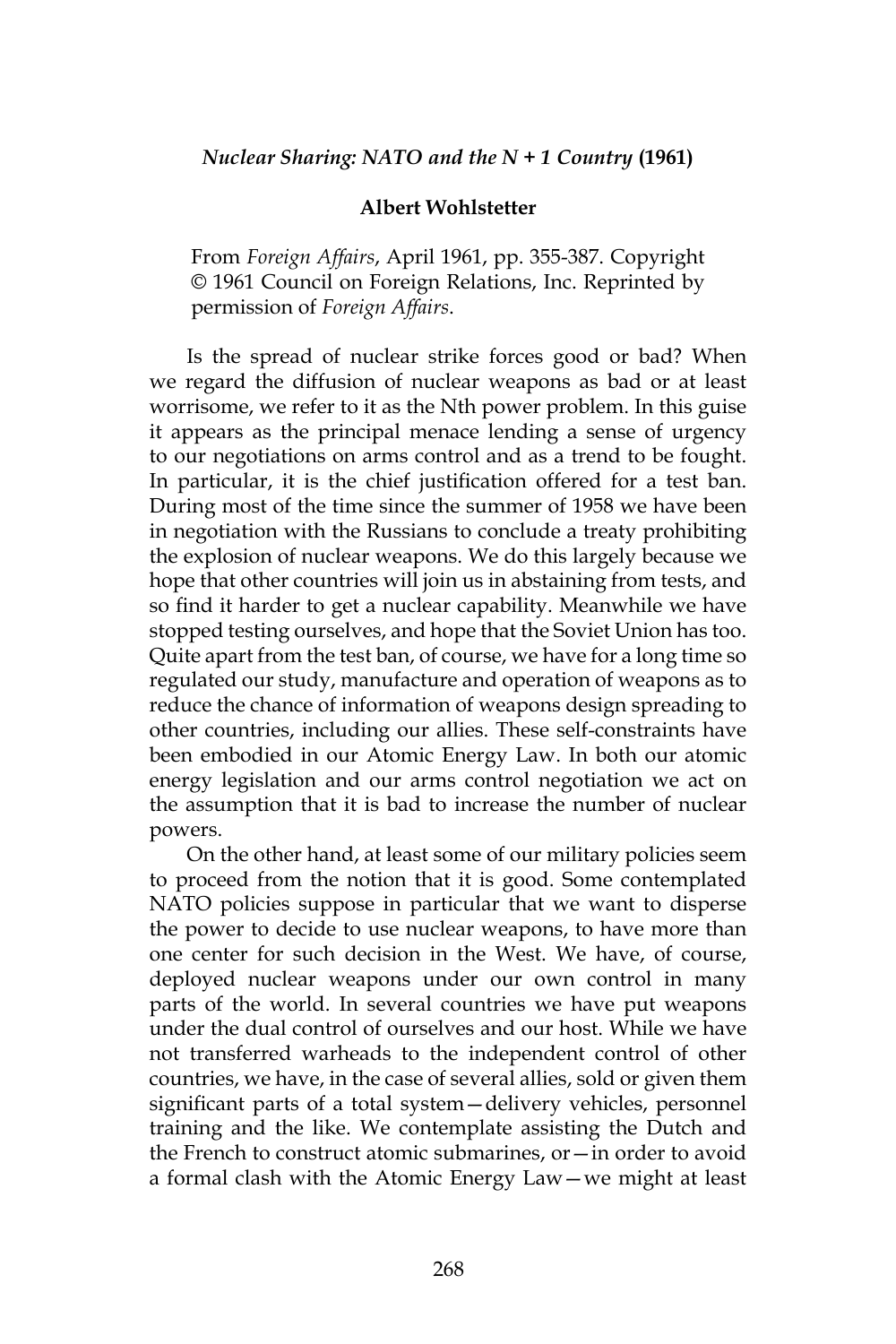### *Nuclear Sharing: NATO and the N + 1 Country* (1961)

**Albert Wohlstetter**

From *Foreign Affairs*, April 1961, pp. 355-387. Copyright © 1961 Council on Foreign Relations, Inc. Reprinted by permission of *Foreign Affairs*.

Is the spread of nuclear strike forces good or bad? When we regard the diffusion of nuclear weapons as bad or at least worrisome, we refer to it as the Nth power problem. In this guise it appears as the principal menace lending a sense of urgency to our negotiations on arms control and as a trend to be fought. In particular, it is the chief justification offered for a test ban. During most of the time since the summer of 1958 we have been in negotiation with the Russians to conclude a treaty prohibiting the explosion of nuclear weapons. We do this largely because we hope that other countries will join us in abstaining from tests, and so find it harder to get a nuclear capability. Meanwhile we have stopped testing ourselves, and hope that the Soviet Union has too. Quite apart from the test ban, of course, we have for a long time so regulated our study, manufacture and operation of weapons as to reduce the chance of information of weapons design spreading to other countries, including our allies. These self-constraints have been embodied in our Atomic Energy Law. In both our atomic energy legislation and our arms control negotiation we act on the assumption that it is bad to increase the number of nuclear powers.

On the other hand, at least some of our military policies seem to proceed from the notion that it is good. Some contemplated NATO policies suppose in particular that we want to disperse the power to decide to use nuclear weapons, to have more than one center for such decision in the West. We have, of course, deployed nuclear weapons under our own control in many parts of the world. In several countries we have put weapons under the dual control of ourselves and our host. While we have not transferred warheads to the independent control of other countries, we have, in the case of several allies, sold or given them significant parts of a total system—delivery vehicles, personnel training and the like. We contemplate assisting the Dutch and the French to construct atomic submarines, or—in order to avoid a formal clash with the Atomic Energy Law—we might at least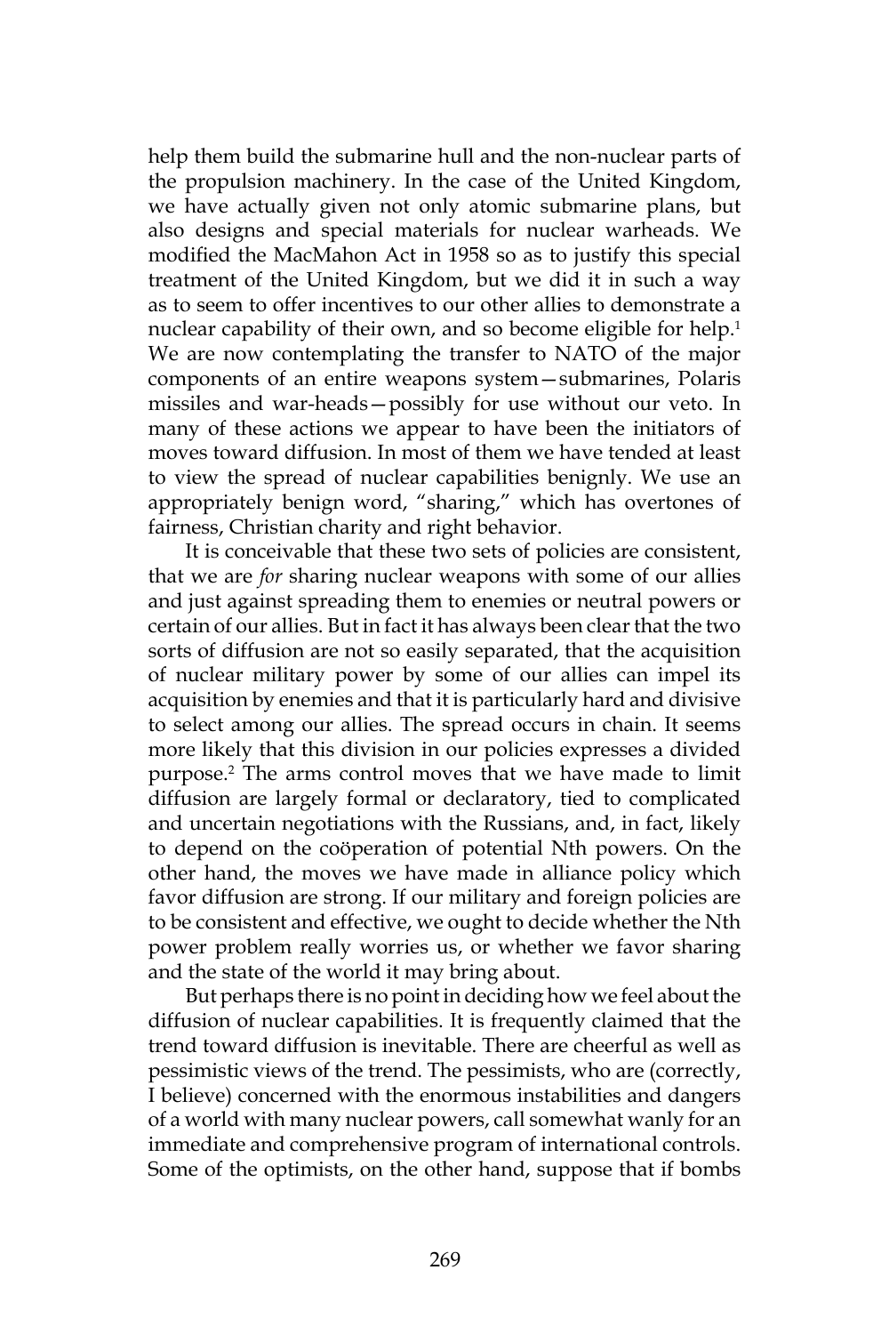help them build the submarine hull and the non-nuclear parts of the propulsion machinery. In the case of the United Kingdom, we have actually given not only atomic submarine plans, but also designs and special materials for nuclear warheads. We modified the MacMahon Act in 1958 so as to justify this special treatment of the United Kingdom, but we did it in such a way as to seem to offer incentives to our other allies to demonstrate a nuclear capability of their own, and so become eligible for help.[1] We are now contemplating the transfer to NATO of the major components of an entire weapons system—submarines, Polaris missiles and war-heads—possibly for use without our veto. In many of these actions we appear to have been the initiators of moves toward diffusion. In most of them we have tended at least to view the spread of nuclear capabilities benignly. We use an appropriately benign word, "sharing," which has overtones of fairness, Christian charity and right behavior.

It is conceivable that these two sets of policies are consistent, that we are *for* sharing nuclear weapons with some of our allies and just against spreading them to enemies or neutral powers or certain of our allies. But in fact it has always been clear that the two sorts of diffusion are not so easily separated, that the acquisition of nuclear military power by some of our allies can impel its acquisition by enemies and that it is particularly hard and divisive to select among our allies. The spread occurs in chain. It seems more likely that this division in our policies expresses a divided purpose.[2] The arms control moves that we have made to limit diffusion are largely formal or declaratory, tied to complicated and uncertain negotiations with the Russians, and, in fact, likely to depend on the coöperation of potential Nth powers. On the other hand, the moves we have made in alliance policy which favor diffusion are strong. If our military and foreign policies are to be consistent and effective, we ought to decide whether the Nth power problem really worries us, or whether we favor sharing and the state of the world it may bring about.

But perhaps there is no point in deciding how we feel about the diffusion of nuclear capabilities. It is frequently claimed that the trend toward diffusion is inevitable. There are cheerful as well as pessimistic views of the trend. The pessimists, who are (correctly, I believe) concerned with the enormous instabilities and dangers of a world with many nuclear powers, call somewhat wanly for an immediate and comprehensive program of international controls. Some of the optimists, on the other hand, suppose that if bombs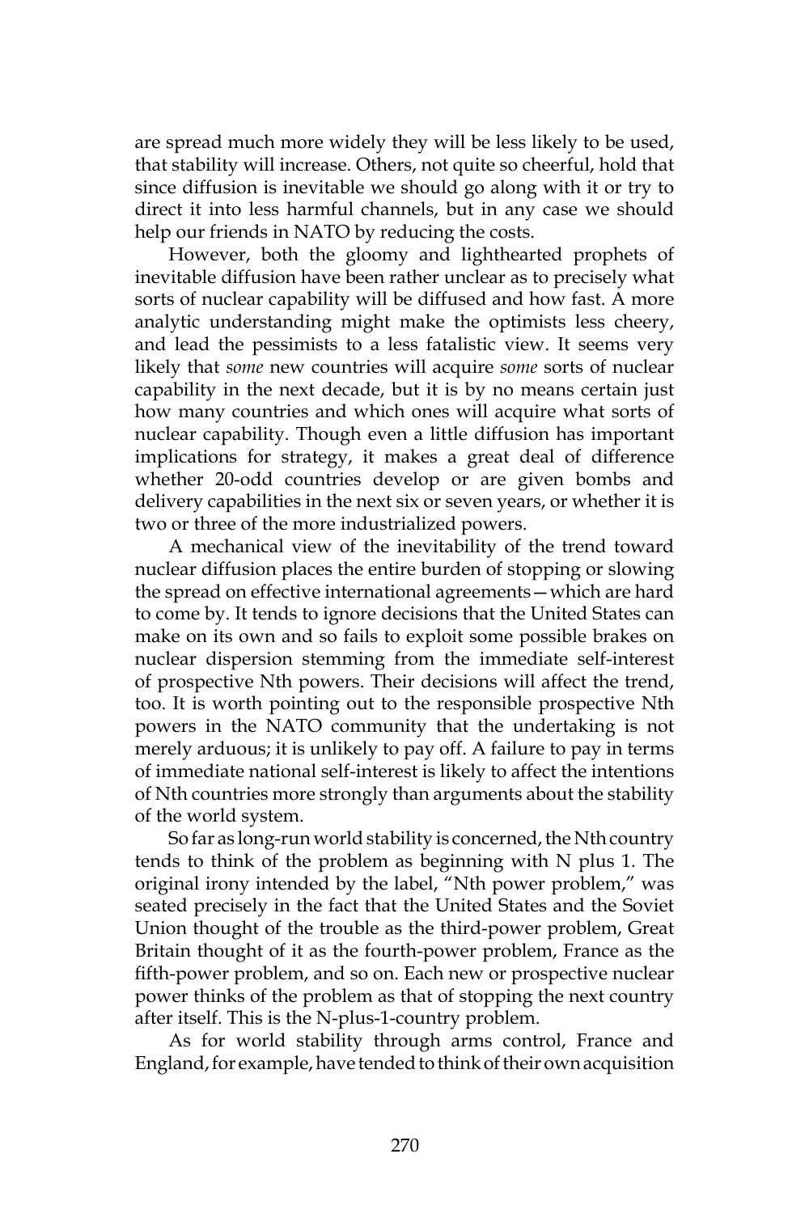are spread much more widely they will be less likely to be used, that stability will increase. Others, not quite so cheerful, hold that since diffusion is inevitable we should go along with it or try to direct it into less harmful channels, but in any case we should help our friends in NATO by reducing the costs.

However, both the gloomy and lighthearted prophets of inevitable diffusion have been rather unclear as to precisely what sorts of nuclear capability will be diffused and how fast. A more analytic understanding might make the optimists less cheery, and lead the pessimists to a less fatalistic view. It seems very likely that *some* new countries will acquire *some* sorts of nuclear capability in the next decade, but it is by no means certain just how many countries and which ones will acquire what sorts of nuclear capability. Though even a little diffusion has important implications for strategy, it makes a great deal of difference whether 20-odd countries develop or are given bombs and delivery capabilities in the next six or seven years, or whether it is two or three of the more industrialized powers.

A mechanical view of the inevitability of the trend toward nuclear diffusion places the entire burden of stopping or slowing the spread on effective international agreements—which are hard to come by. It tends to ignore decisions that the United States can make on its own and so fails to exploit some possible brakes on nuclear dispersion stemming from the immediate self-interest of prospective Nth powers. Their decisions will affect the trend, too. It is worth pointing out to the responsible prospective Nth powers in the NATO community that the undertaking is not merely arduous; it is unlikely to pay off. A failure to pay in terms of immediate national self-interest is likely to affect the intentions of Nth countries more strongly than arguments about the stability of the world system.

So far as long-run world stability is concerned, the Nth country tends to think of the problem as beginning with N plus 1. The original irony intended by the label, "Nth power problem," was seated precisely in the fact that the United States and the Soviet Union thought of the trouble as the third-power problem, Great Britain thought of it as the fourth-power problem, France as the fifth-power problem, and so on. Each new or prospective nuclear power thinks of the problem as that of stopping the next country after itself. This is the N-plus-1-country problem.

As for world stability through arms control, France and England, for example, have tended to think of their own acquisition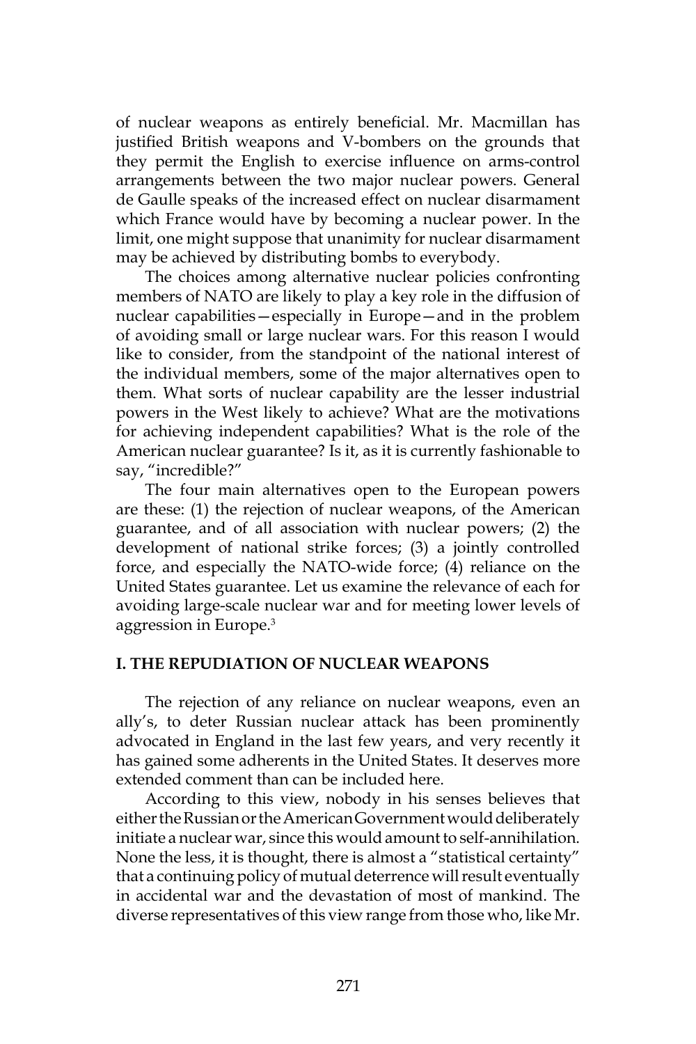of nuclear weapons as entirely beneficial. Mr. Macmillan has justified British weapons and V-bombers on the grounds that they permit the English to exercise influence on arms-control arrangements between the two major nuclear powers. General de Gaulle speaks of the increased effect on nuclear disarmament which France would have by becoming a nuclear power. In the limit, one might suppose that unanimity for nuclear disarmament may be achieved by distributing bombs to everybody.

The choices among alternative nuclear policies confronting members of NATO are likely to play a key role in the diffusion of nuclear capabilities—especially in Europe—and in the problem of avoiding small or large nuclear wars. For this reason I would like to consider, from the standpoint of the national interest of the individual members, some of the major alternatives open to them. What sorts of nuclear capability are the lesser industrial powers in the West likely to achieve? What are the motivations for achieving independent capabilities? What is the role of the American nuclear guarantee? Is it, as it is currently fashionable to say, "incredible?"

The four main alternatives open to the European powers are these: (1) the rejection of nuclear weapons, of the American guarantee, and of all association with nuclear powers; (2) the development of national strike forces; (3) a jointly controlled force, and especially the NATO-wide force; (4) reliance on the United States guarantee. Let us examine the relevance of each for avoiding large-scale nuclear war and for meeting lower levels of aggression in Europe.[3]

## I. THE REPUDIATION OF NUCLEAR WEAPONS

The rejection of any reliance on nuclear weapons, even an ally's, to deter Russian nuclear attack has been prominently advocated in England in the last few years, and very recently it has gained some adherents in the United States. It deserves more extended comment than can be included here.

According to this view, nobody in his senses believes that either the Russian or the American Government would deliberately initiate a nuclear war, since this would amount to self-annihilation. None the less, it is thought, there is almost a "statistical certainty" that a continuing policy of mutual deterrence will result eventually in accidental war and the devastation of most of mankind. The diverse representatives of this view range from those who, like Mr.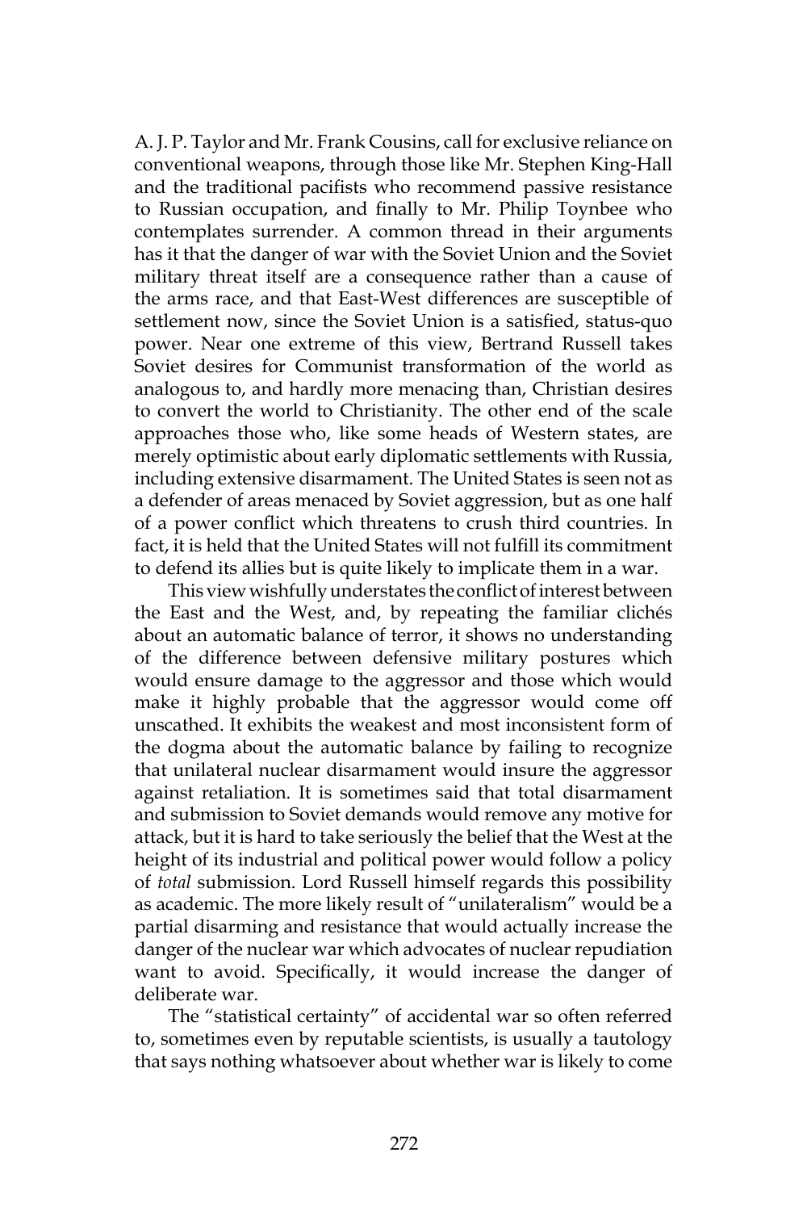A. J. P. Taylor and Mr. Frank Cousins, call for exclusive reliance on conventional weapons, through those like Mr. Stephen King-Hall and the traditional pacifists who recommend passive resistance to Russian occupation, and finally to Mr. Philip Toynbee who contemplates surrender. A common thread in their arguments has it that the danger of war with the Soviet Union and the Soviet military threat itself are a consequence rather than a cause of the arms race, and that East-West differences are susceptible of settlement now, since the Soviet Union is a satisfied, status-quo power. Near one extreme of this view, Bertrand Russell takes Soviet desires for Communist transformation of the world as analogous to, and hardly more menacing than, Christian desires to convert the world to Christianity. The other end of the scale approaches those who, like some heads of Western states, are merely optimistic about early diplomatic settlements with Russia, including extensive disarmament. The United States is seen not as a defender of areas menaced by Soviet aggression, but as one half of a power conflict which threatens to crush third countries. In fact, it is held that the United States will not fulfill its commitment to defend its allies but is quite likely to implicate them in a war.

This view wishfully understates the conflict of interest between the East and the West, and, by repeating the familiar clichés about an automatic balance of terror, it shows no understanding of the difference between defensive military postures which would ensure damage to the aggressor and those which would make it highly probable that the aggressor would come off unscathed. It exhibits the weakest and most inconsistent form of the dogma about the automatic balance by failing to recognize that unilateral nuclear disarmament would insure the aggressor against retaliation. It is sometimes said that total disarmament and submission to Soviet demands would remove any motive for attack, but it is hard to take seriously the belief that the West at the height of its industrial and political power would follow a policy of *total* submission. Lord Russell himself regards this possibility as academic. The more likely result of "unilateralism" would be a partial disarming and resistance that would actually increase the danger of the nuclear war which advocates of nuclear repudiation want to avoid. Specifically, it would increase the danger of deliberate war.

The "statistical certainty" of accidental war so often referred to, sometimes even by reputable scientists, is usually a tautology that says nothing whatsoever about whether war is likely to come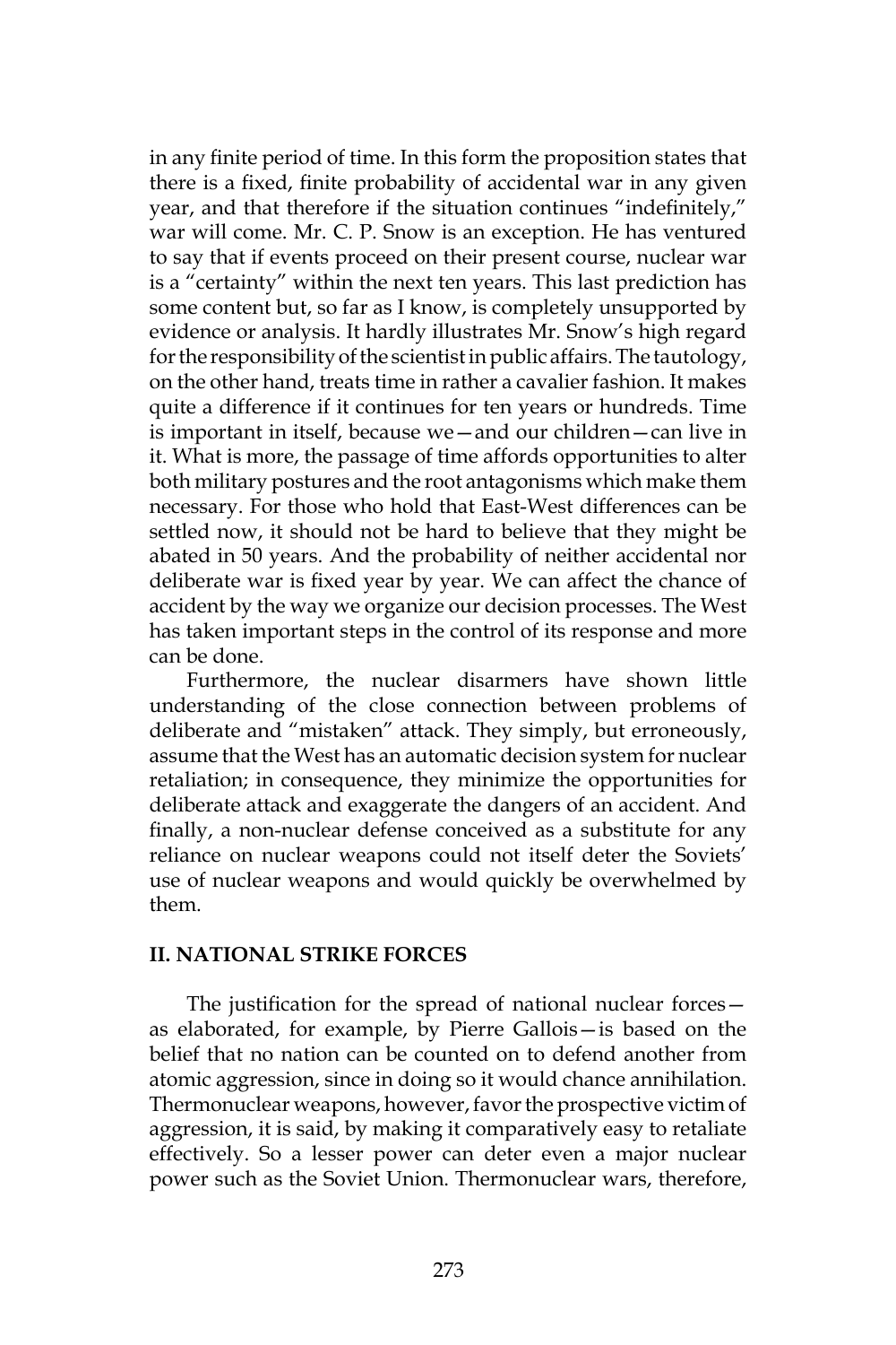in any finite period of time. In this form the proposition states that there is a fixed, finite probability of accidental war in any given year, and that therefore if the situation continues "indefinitely," war will come. Mr. C. P. Snow is an exception. He has ventured to say that if events proceed on their present course, nuclear war is a "certainty" within the next ten years. This last prediction has some content but, so far as I know, is completely unsupported by evidence or analysis. It hardly illustrates Mr. Snow's high regard for the responsibility of the scientist in public affairs. The tautology, on the other hand, treats time in rather a cavalier fashion. It makes quite a difference if it continues for ten years or hundreds. Time is important in itself, because we—and our children—can live in it. What is more, the passage of time affords opportunities to alter both military postures and the root antagonisms which make them necessary. For those who hold that East-West differences can be settled now, it should not be hard to believe that they might be abated in 50 years. And the probability of neither accidental nor deliberate war is fixed year by year. We can affect the chance of accident by the way we organize our decision processes. The West has taken important steps in the control of its response and more can be done.

Furthermore, the nuclear disarmers have shown little understanding of the close connection between problems of deliberate and "mistaken" attack. They simply, but erroneously, assume that the West has an automatic decision system for nuclear retaliation; in consequence, they minimize the opportunities for deliberate attack and exaggerate the dangers of an accident. And finally, a non-nuclear defense conceived as a substitute for any reliance on nuclear weapons could not itself deter the Soviets' use of nuclear weapons and would quickly be overwhelmed by them.

## II. NATIONAL STRIKE FORCES

The justification for the spread of national nuclear forces—as elaborated, for example, by Pierre Gallois—is based on the belief that no nation can be counted on to defend another from atomic aggression, since in doing so it would chance annihilation. Thermonuclear weapons, however, favor the prospective victim of aggression, it is said, by making it comparatively easy to retaliate effectively. So a lesser power can deter even a major nuclear power such as the Soviet Union. Thermonuclear wars, therefore,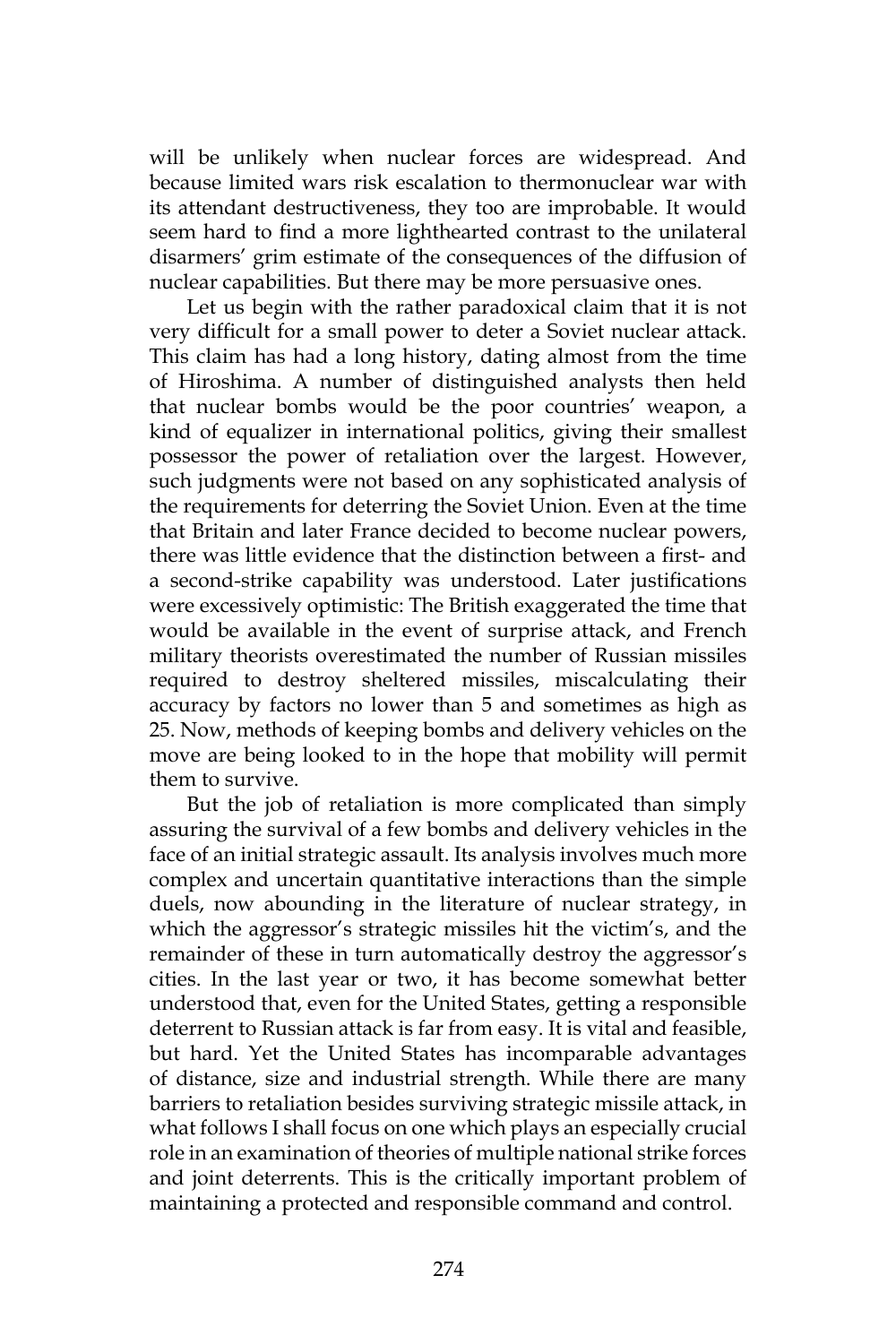will be unlikely when nuclear forces are widespread. And because limited wars risk escalation to thermonuclear war with its attendant destructiveness, they too are improbable. It would seem hard to find a more lighthearted contrast to the unilateral disarmers' grim estimate of the consequences of the diffusion of nuclear capabilities. But there may be more persuasive ones.

Let us begin with the rather paradoxical claim that it is not very difficult for a small power to deter a Soviet nuclear attack. This claim has had a long history, dating almost from the time of Hiroshima. A number of distinguished analysts then held that nuclear bombs would be the poor countries' weapon, a kind of equalizer in international politics, giving their smallest possessor the power of retaliation over the largest. However, such judgments were not based on any sophisticated analysis of the requirements for deterring the Soviet Union. Even at the time that Britain and later France decided to become nuclear powers, there was little evidence that the distinction between a first- and a second-strike capability was understood. Later justifications were excessively optimistic: The British exaggerated the time that would be available in the event of surprise attack, and French military theorists overestimated the number of Russian missiles required to destroy sheltered missiles, miscalculating their accuracy by factors no lower than 5 and sometimes as high as 25. Now, methods of keeping bombs and delivery vehicles on the move are being looked to in the hope that mobility will permit them to survive.

But the job of retaliation is more complicated than simply assuring the survival of a few bombs and delivery vehicles in the face of an initial strategic assault. Its analysis involves much more complex and uncertain quantitative interactions than the simple duels, now abounding in the literature of nuclear strategy, in which the aggressor's strategic missiles hit the victim's, and the remainder of these in turn automatically destroy the aggressor's cities. In the last year or two, it has become somewhat better understood that, even for the United States, getting a responsible deterrent to Russian attack is far from easy. It is vital and feasible, but hard. Yet the United States has incomparable advantages of distance, size and industrial strength. While there are many barriers to retaliation besides surviving strategic missile attack, in what follows I shall focus on one which plays an especially crucial role in an examination of theories of multiple national strike forces and joint deterrents. This is the critically important problem of maintaining a protected and responsible command and control.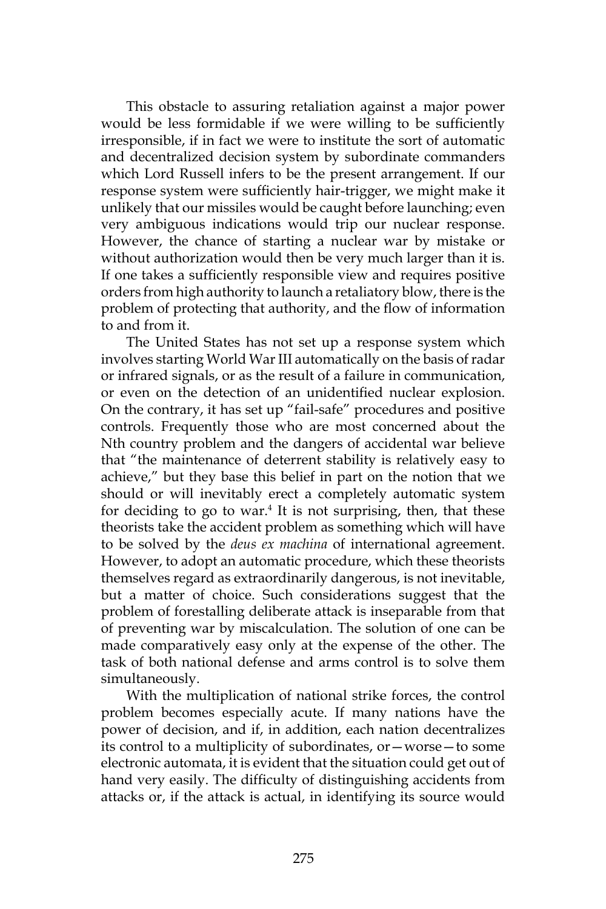This obstacle to assuring retaliation against a major power would be less formidable if we were willing to be sufficiently irresponsible, if in fact we were to institute the sort of automatic and decentralized decision system by subordinate commanders which Lord Russell infers to be the present arrangement. If our response system were sufficiently hair-trigger, we might make it unlikely that our missiles would be caught before launching; even very ambiguous indications would trip our nuclear response. However, the chance of starting a nuclear war by mistake or without authorization would then be very much larger than it is. If one takes a sufficiently responsible view and requires positive orders from high authority to launch a retaliatory blow, there is the problem of protecting that authority, and the flow of information to and from it.

The United States has not set up a response system which involves starting World War III automatically on the basis of radar or infrared signals, or as the result of a failure in communication, or even on the detection of an unidentified nuclear explosion. On the contrary, it has set up "fail-safe" procedures and positive controls. Frequently those who are most concerned about the Nth country problem and the dangers of accidental war believe that "the maintenance of deterrent stability is relatively easy to achieve," but they base this belief in part on the notion that we should or will inevitably erect a completely automatic system for deciding to go to war.[4] It is not surprising, then, that these theorists take the accident problem as something which will have to be solved by the *deus ex machina* of international agreement. However, to adopt an automatic procedure, which these theorists themselves regard as extraordinarily dangerous, is not inevitable, but a matter of choice. Such considerations suggest that the problem of forestalling deliberate attack is inseparable from that of preventing war by miscalculation. The solution of one can be made comparatively easy only at the expense of the other. The task of both national defense and arms control is to solve them simultaneously.

With the multiplication of national strike forces, the control problem becomes especially acute. If many nations have the power of decision, and if, in addition, each nation decentralizes its control to a multiplicity of subordinates, or—worse—to some electronic automata, it is evident that the situation could get out of hand very easily. The difficulty of distinguishing accidents from attacks or, if the attack is actual, in identifying its source would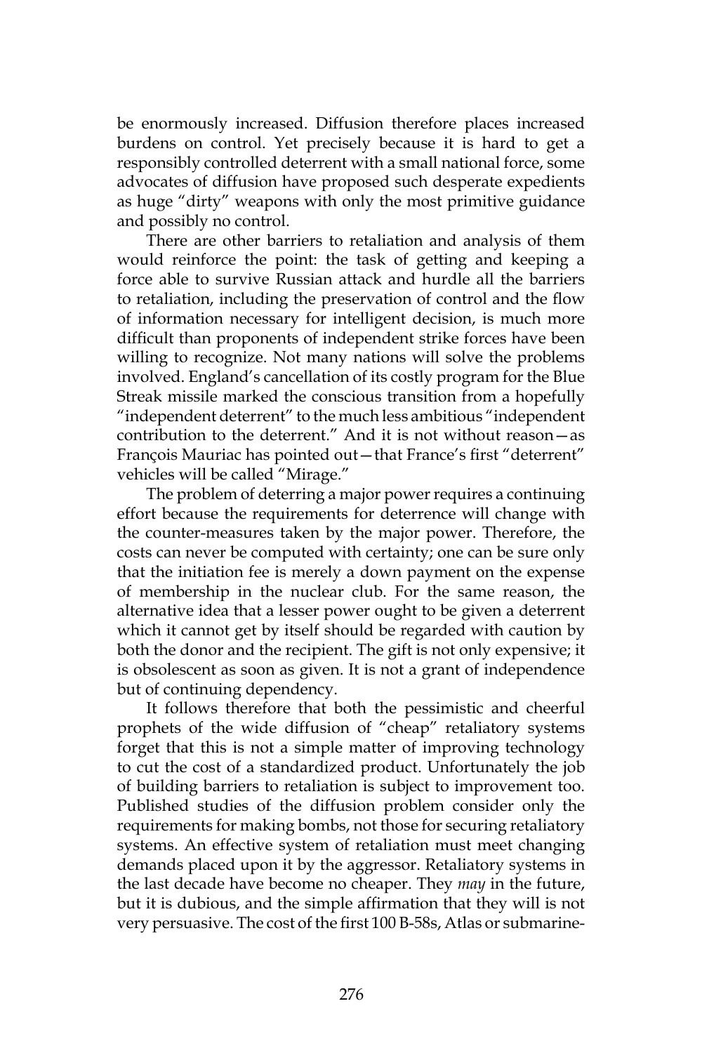be enormously increased. Diffusion therefore places increased burdens on control. Yet precisely because it is hard to get a responsibly controlled deterrent with a small national force, some advocates of diffusion have proposed such desperate expedients as huge "dirty" weapons with only the most primitive guidance and possibly no control.

There are other barriers to retaliation and analysis of them would reinforce the point: the task of getting and keeping a force able to survive Russian attack and hurdle all the barriers to retaliation, including the preservation of control and the flow of information necessary for intelligent decision, is much more difficult than proponents of independent strike forces have been willing to recognize. Not many nations will solve the problems involved. England's cancellation of its costly program for the Blue Streak missile marked the conscious transition from a hopefully "independent deterrent" to the much less ambitious "independent contribution to the deterrent." And it is not without reason—as François Mauriac has pointed out—that France's first "deterrent" vehicles will be called "Mirage."

The problem of deterring a major power requires a continuing effort because the requirements for deterrence will change with the counter-measures taken by the major power. Therefore, the costs can never be computed with certainty; one can be sure only that the initiation fee is merely a down payment on the expense of membership in the nuclear club. For the same reason, the alternative idea that a lesser power ought to be given a deterrent which it cannot get by itself should be regarded with caution by both the donor and the recipient. The gift is not only expensive; it is obsolescent as soon as given. It is not a grant of independence but of continuing dependency.

It follows therefore that both the pessimistic and cheerful prophets of the wide diffusion of "cheap" retaliatory systems forget that this is not a simple matter of improving technology to cut the cost of a standardized product. Unfortunately the job of building barriers to retaliation is subject to improvement too. Published studies of the diffusion problem consider only the requirements for making bombs, not those for securing retaliatory systems. An effective system of retaliation must meet changing demands placed upon it by the aggressor. Retaliatory systems in the last decade have become no cheaper. They *may* in the future, but it is dubious, and the simple affirmation that they will is not very persuasive. The cost of the first 100 B-58s, Atlas or submarine-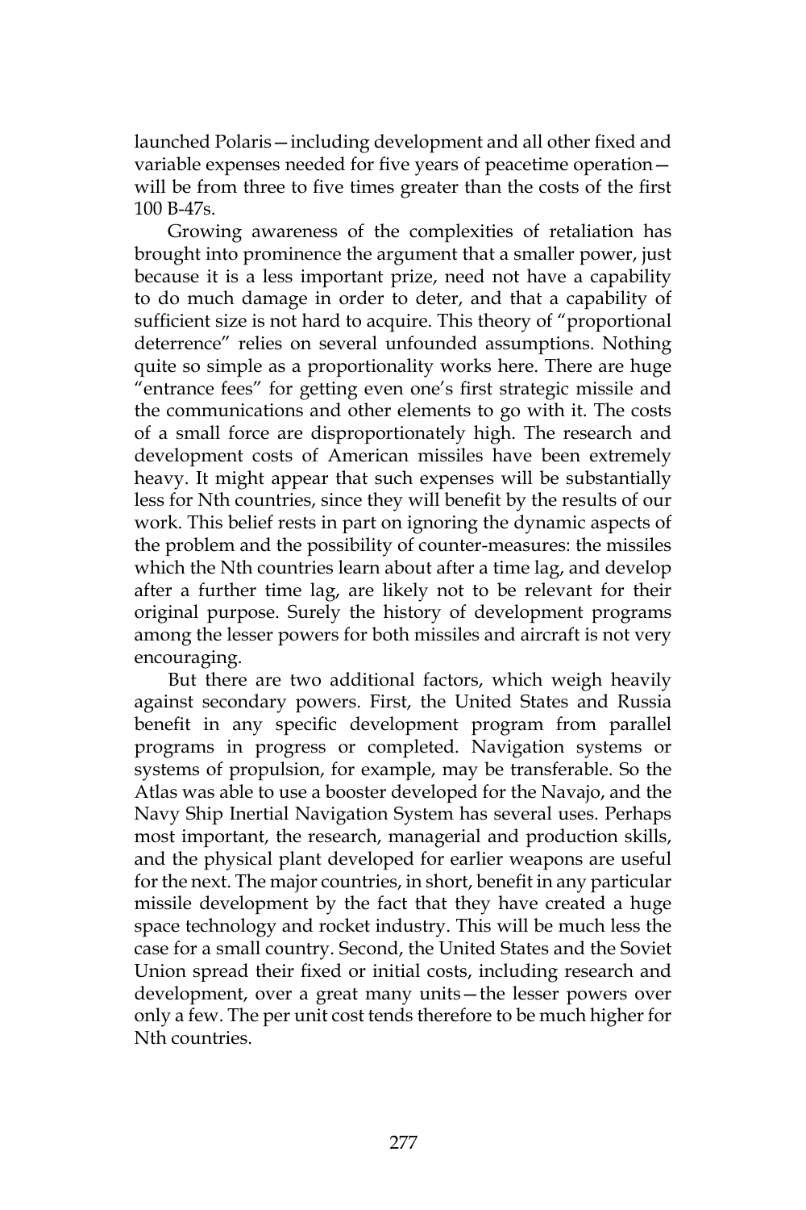launched Polaris—including development and all other fixed and variable expenses needed for five years of peacetime operation—will be from three to five times greater than the costs of the first 100 B-47s.

Growing awareness of the complexities of retaliation has brought into prominence the argument that a smaller power, just because it is a less important prize, need not have a capability to do much damage in order to deter, and that a capability of sufficient size is not hard to acquire. This theory of "proportional deterrence" relies on several unfounded assumptions. Nothing quite so simple as a proportionality works here. There are huge "entrance fees" for getting even one's first strategic missile and the communications and other elements to go with it. The costs of a small force are disproportionately high. The research and development costs of American missiles have been extremely heavy. It might appear that such expenses will be substantially less for Nth countries, since they will benefit by the results of our work. This belief rests in part on ignoring the dynamic aspects of the problem and the possibility of counter-measures: the missiles which the Nth countries learn about after a time lag, and develop after a further time lag, are likely not to be relevant for their original purpose. Surely the history of development programs among the lesser powers for both missiles and aircraft is not very encouraging.

But there are two additional factors, which weigh heavily against secondary powers. First, the United States and Russia benefit in any specific development program from parallel programs in progress or completed. Navigation systems or systems of propulsion, for example, may be transferable. So the Atlas was able to use a booster developed for the Navajo, and the Navy Ship Inertial Navigation System has several uses. Perhaps most important, the research, managerial and production skills, and the physical plant developed for earlier weapons are useful for the next. The major countries, in short, benefit in any particular missile development by the fact that they have created a huge space technology and rocket industry. This will be much less the case for a small country. Second, the United States and the Soviet Union spread their fixed or initial costs, including research and development, over a great many units—the lesser powers over only a few. The per unit cost tends therefore to be much higher for Nth countries.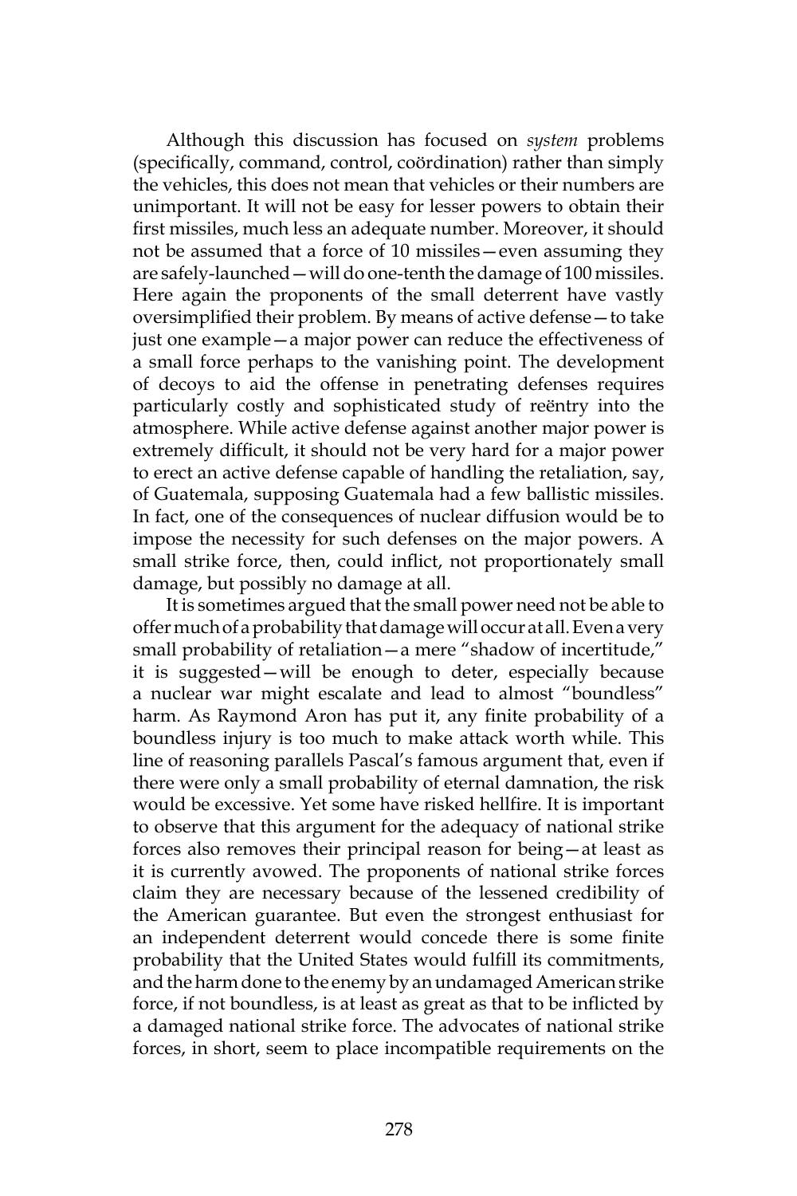Although this discussion has focused on *system* problems (specifically, command, control, coördination) rather than simply the vehicles, this does not mean that vehicles or their numbers are unimportant. It will not be easy for lesser powers to obtain their first missiles, much less an adequate number. Moreover, it should not be assumed that a force of 10 missiles—even assuming they are safely-launched—will do one-tenth the damage of 100 missiles. Here again the proponents of the small deterrent have vastly oversimplified their problem. By means of active defense—to take just one example—a major power can reduce the effectiveness of a small force perhaps to the vanishing point. The development of decoys to aid the offense in penetrating defenses requires particularly costly and sophisticated study of reëntry into the atmosphere. While active defense against another major power is extremely difficult, it should not be very hard for a major power to erect an active defense capable of handling the retaliation, say, of Guatemala, supposing Guatemala had a few ballistic missiles. In fact, one of the consequences of nuclear diffusion would be to impose the necessity for such defenses on the major powers. A small strike force, then, could inflict, not proportionately small damage, but possibly no damage at all.

It is sometimes argued that the small power need not be able to offer much of a probability that damage will occur at all. Even a very small probability of retaliation—a mere "shadow of incertitude," it is suggested—will be enough to deter, especially because a nuclear war might escalate and lead to almost "boundless" harm. As Raymond Aron has put it, any finite probability of a boundless injury is too much to make attack worth while. This line of reasoning parallels Pascal's famous argument that, even if there were only a small probability of eternal damnation, the risk would be excessive. Yet some have risked hellfire. It is important to observe that this argument for the adequacy of national strike forces also removes their principal reason for being—at least as it is currently avowed. The proponents of national strike forces claim they are necessary because of the lessened credibility of the American guarantee. But even the strongest enthusiast for an independent deterrent would concede there is some finite probability that the United States would fulfill its commitments, and the harm done to the enemy by an undamaged American strike force, if not boundless, is at least as great as that to be inflicted by a damaged national strike force. The advocates of national strike forces, in short, seem to place incompatible requirements on the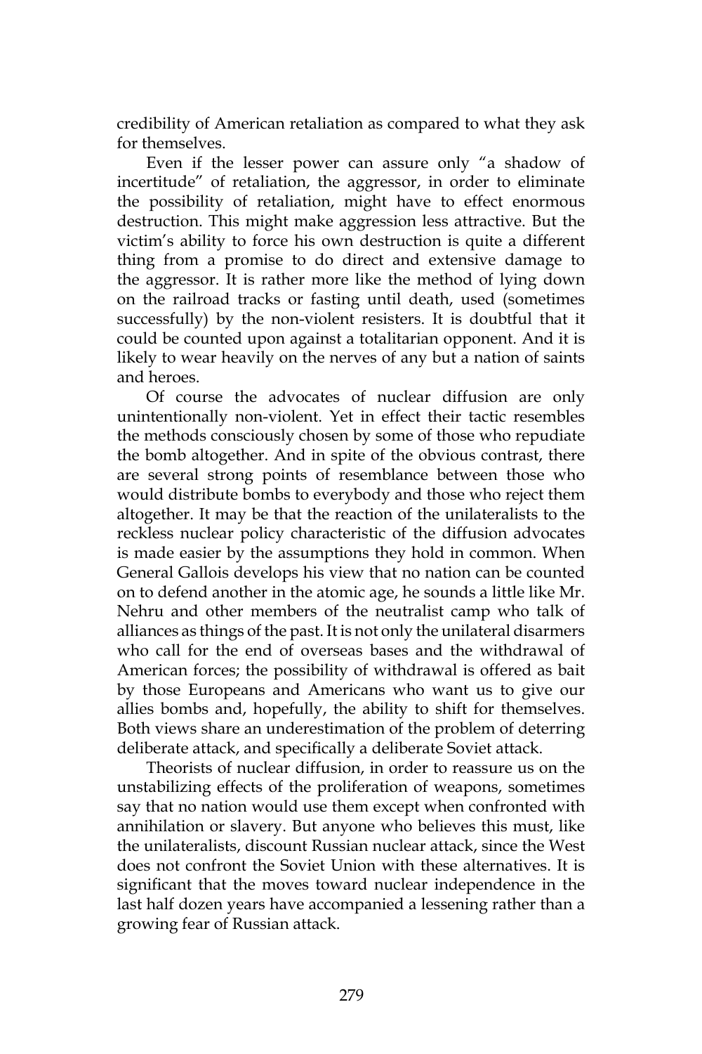credibility of American retaliation as compared to what they ask for themselves.

Even if the lesser power can assure only "a shadow of incertitude" of retaliation, the aggressor, in order to eliminate the possibility of retaliation, might have to effect enormous destruction. This might make aggression less attractive. But the victim's ability to force his own destruction is quite a different thing from a promise to do direct and extensive damage to the aggressor. It is rather more like the method of lying down on the railroad tracks or fasting until death, used (sometimes successfully) by the non-violent resisters. It is doubtful that it could be counted upon against a totalitarian opponent. And it is likely to wear heavily on the nerves of any but a nation of saints and heroes.

Of course the advocates of nuclear diffusion are only unintentionally non-violent. Yet in effect their tactic resembles the methods consciously chosen by some of those who repudiate the bomb altogether. And in spite of the obvious contrast, there are several strong points of resemblance between those who would distribute bombs to everybody and those who reject them altogether. It may be that the reaction of the unilateralists to the reckless nuclear policy characteristic of the diffusion advocates is made easier by the assumptions they hold in common. When General Gallois develops his view that no nation can be counted on to defend another in the atomic age, he sounds a little like Mr. Nehru and other members of the neutralist camp who talk of alliances as things of the past. It is not only the unilateral disarmers who call for the end of overseas bases and the withdrawal of American forces; the possibility of withdrawal is offered as bait by those Europeans and Americans who want us to give our allies bombs and, hopefully, the ability to shift for themselves. Both views share an underestimation of the problem of deterring deliberate attack, and specifically a deliberate Soviet attack.

Theorists of nuclear diffusion, in order to reassure us on the unstabilizing effects of the proliferation of weapons, sometimes say that no nation would use them except when confronted with annihilation or slavery. But anyone who believes this must, like the unilateralists, discount Russian nuclear attack, since the West does not confront the Soviet Union with these alternatives. It is significant that the moves toward nuclear independence in the last half dozen years have accompanied a lessening rather than a growing fear of Russian attack.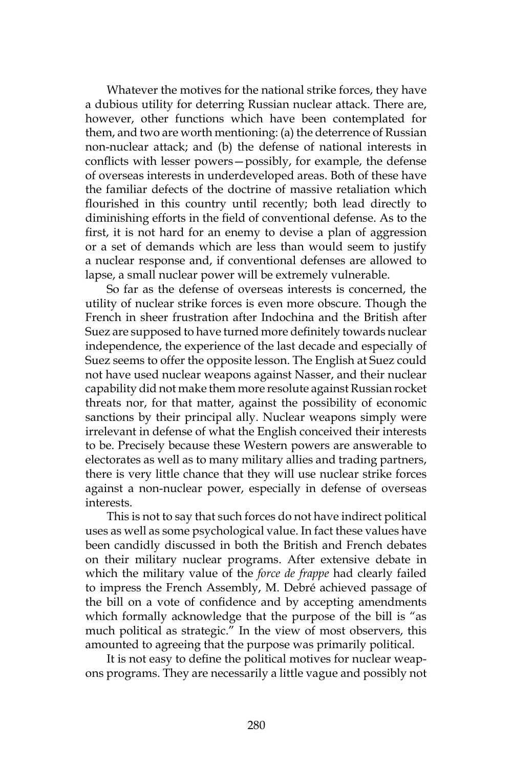Whatever the motives for the national strike forces, they have a dubious utility for deterring Russian nuclear attack. There are, however, other functions which have been contemplated for them, and two are worth mentioning: (a) the deterrence of Russian non-nuclear attack; and (b) the defense of national interests in conflicts with lesser powers—possibly, for example, the defense of overseas interests in underdeveloped areas. Both of these have the familiar defects of the doctrine of massive retaliation which flourished in this country until recently; both lead directly to diminishing efforts in the field of conventional defense. As to the first, it is not hard for an enemy to devise a plan of aggression or a set of demands which are less than would seem to justify a nuclear response and, if conventional defenses are allowed to lapse, a small nuclear power will be extremely vulnerable.

So far as the defense of overseas interests is concerned, the utility of nuclear strike forces is even more obscure. Though the French in sheer frustration after Indochina and the British after Suez are supposed to have turned more definitely towards nuclear independence, the experience of the last decade and especially of Suez seems to offer the opposite lesson. The English at Suez could not have used nuclear weapons against Nasser, and their nuclear capability did not make them more resolute against Russian rocket threats nor, for that matter, against the possibility of economic sanctions by their principal ally. Nuclear weapons simply were irrelevant in defense of what the English conceived their interests to be. Precisely because these Western powers are answerable to electorates as well as to many military allies and trading partners, there is very little chance that they will use nuclear strike forces against a non-nuclear power, especially in defense of overseas interests.

This is not to say that such forces do not have indirect political uses as well as some psychological value. In fact these values have been candidly discussed in both the British and French debates on their military nuclear programs. After extensive debate in which the military value of the *force de frappe* had clearly failed to impress the French Assembly, M. Debré achieved passage of the bill on a vote of confidence and by accepting amendments which formally acknowledge that the purpose of the bill is "as much political as strategic." In the view of most observers, this amounted to agreeing that the purpose was primarily political.

It is not easy to define the political motives for nuclear weapons programs. They are necessarily a little vague and possibly not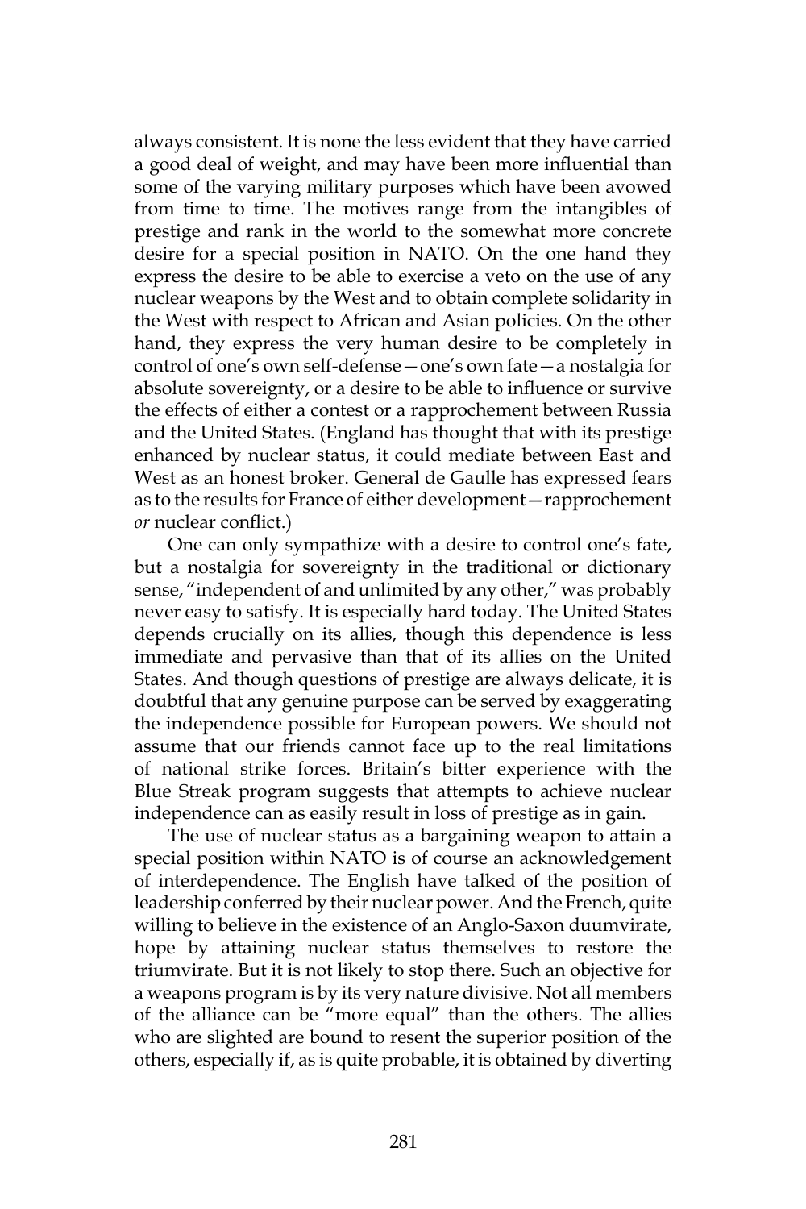always consistent. It is none the less evident that they have carried a good deal of weight, and may have been more influential than some of the varying military purposes which have been avowed from time to time. The motives range from the intangibles of prestige and rank in the world to the somewhat more concrete desire for a special position in NATO. On the one hand they express the desire to be able to exercise a veto on the use of any nuclear weapons by the West and to obtain complete solidarity in the West with respect to African and Asian policies. On the other hand, they express the very human desire to be completely in control of one's own self-defense—one's own fate—a nostalgia for absolute sovereignty, or a desire to be able to influence or survive the effects of either a contest or a rapprochement between Russia and the United States. (England has thought that with its prestige enhanced by nuclear status, it could mediate between East and West as an honest broker. General de Gaulle has expressed fears as to the results for France of either development—rapprochement *or* nuclear conflict.)

One can only sympathize with a desire to control one's fate, but a nostalgia for sovereignty in the traditional or dictionary sense, "independent of and unlimited by any other," was probably never easy to satisfy. It is especially hard today. The United States depends crucially on its allies, though this dependence is less immediate and pervasive than that of its allies on the United States. And though questions of prestige are always delicate, it is doubtful that any genuine purpose can be served by exaggerating the independence possible for European powers. We should not assume that our friends cannot face up to the real limitations of national strike forces. Britain's bitter experience with the Blue Streak program suggests that attempts to achieve nuclear independence can as easily result in loss of prestige as in gain.

The use of nuclear status as a bargaining weapon to attain a special position within NATO is of course an acknowledgement of interdependence. The English have talked of the position of leadership conferred by their nuclear power. And the French, quite willing to believe in the existence of an Anglo-Saxon duumvirate, hope by attaining nuclear status themselves to restore the triumvirate. But it is not likely to stop there. Such an objective for a weapons program is by its very nature divisive. Not all members of the alliance can be "more equal" than the others. The allies who are slighted are bound to resent the superior position of the others, especially if, as is quite probable, it is obtained by diverting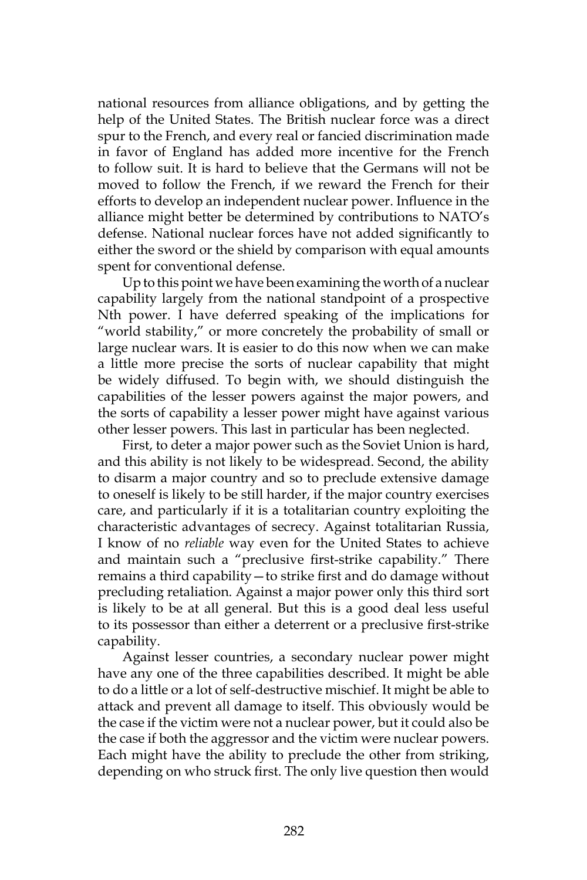national resources from alliance obligations, and by getting the help of the United States. The British nuclear force was a direct spur to the French, and every real or fancied discrimination made in favor of England has added more incentive for the French to follow suit. It is hard to believe that the Germans will not be moved to follow the French, if we reward the French for their efforts to develop an independent nuclear power. Influence in the alliance might better be determined by contributions to NATO's defense. National nuclear forces have not added significantly to either the sword or the shield by comparison with equal amounts spent for conventional defense.

Up to this point we have been examining the worth of a nuclear capability largely from the national standpoint of a prospective Nth power. I have deferred speaking of the implications for "world stability," or more concretely the probability of small or large nuclear wars. It is easier to do this now when we can make a little more precise the sorts of nuclear capability that might be widely diffused. To begin with, we should distinguish the capabilities of the lesser powers against the major powers, and the sorts of capability a lesser power might have against various other lesser powers. This last in particular has been neglected.

First, to deter a major power such as the Soviet Union is hard, and this ability is not likely to be widespread. Second, the ability to disarm a major country and so to preclude extensive damage to oneself is likely to be still harder, if the major country exercises care, and particularly if it is a totalitarian country exploiting the characteristic advantages of secrecy. Against totalitarian Russia, I know of no *reliable* way even for the United States to achieve and maintain such a "preclusive first-strike capability." There remains a third capability—to strike first and do damage without precluding retaliation. Against a major power only this third sort is likely to be at all general. But this is a good deal less useful to its possessor than either a deterrent or a preclusive first-strike capability.

Against lesser countries, a secondary nuclear power might have any one of the three capabilities described. It might be able to do a little or a lot of self-destructive mischief. It might be able to attack and prevent all damage to itself. This obviously would be the case if the victim were not a nuclear power, but it could also be the case if both the aggressor and the victim were nuclear powers. Each might have the ability to preclude the other from striking, depending on who struck first. The only live question then would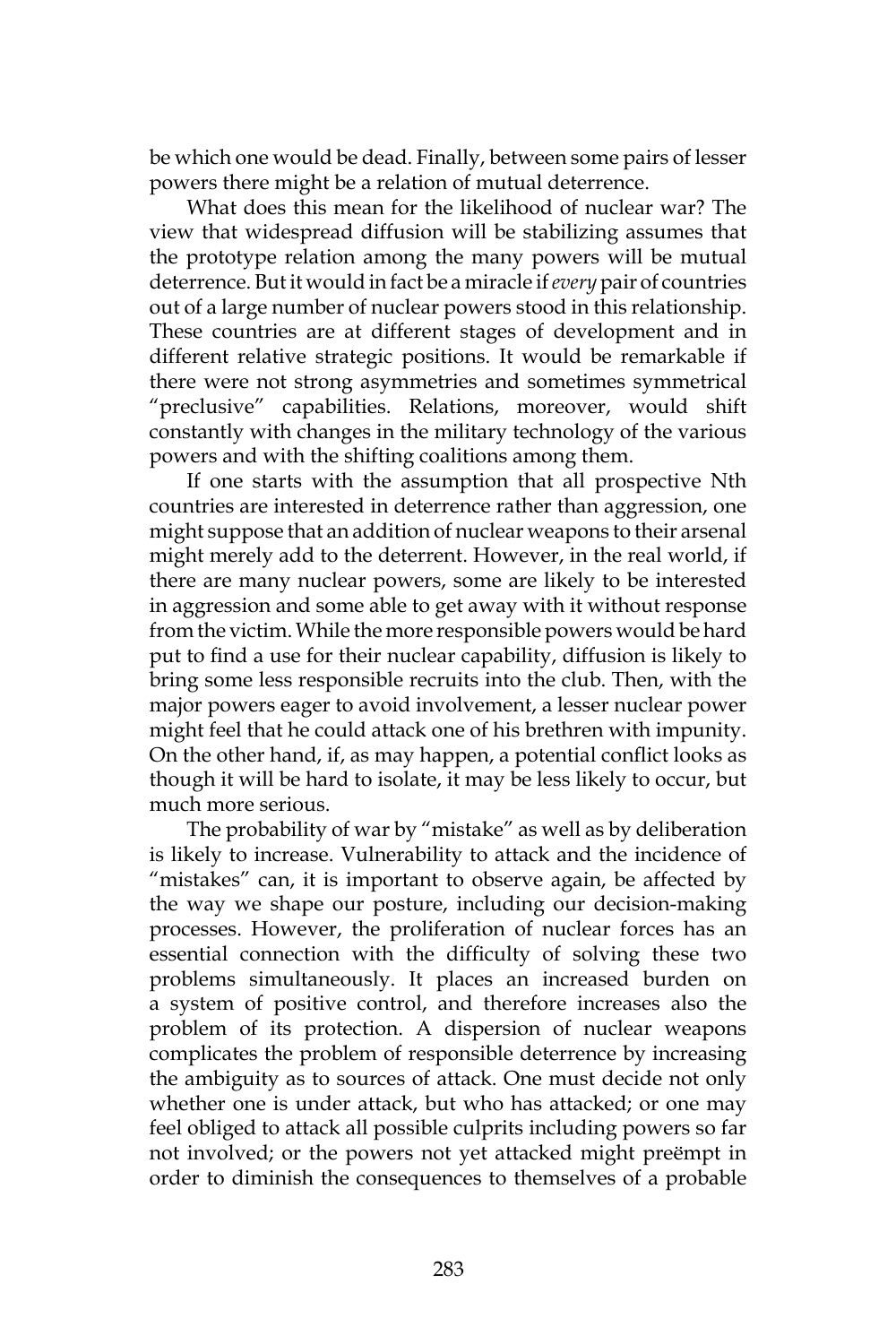be which one would be dead. Finally, between some pairs of lesser powers there might be a relation of mutual deterrence.

What does this mean for the likelihood of nuclear war? The view that widespread diffusion will be stabilizing assumes that the prototype relation among the many powers will be mutual deterrence. But it would in fact be a miracle if *every* pair of countries out of a large number of nuclear powers stood in this relationship. These countries are at different stages of development and in different relative strategic positions. It would be remarkable if there were not strong asymmetries and sometimes symmetrical "preclusive" capabilities. Relations, moreover, would shift constantly with changes in the military technology of the various powers and with the shifting coalitions among them.

If one starts with the assumption that all prospective Nth countries are interested in deterrence rather than aggression, one might suppose that an addition of nuclear weapons to their arsenal might merely add to the deterrent. However, in the real world, if there are many nuclear powers, some are likely to be interested in aggression and some able to get away with it without response from the victim. While the more responsible powers would be hard put to find a use for their nuclear capability, diffusion is likely to bring some less responsible recruits into the club. Then, with the major powers eager to avoid involvement, a lesser nuclear power might feel that he could attack one of his brethren with impunity. On the other hand, if, as may happen, a potential conflict looks as though it will be hard to isolate, it may be less likely to occur, but much more serious.

The probability of war by "mistake" as well as by deliberation is likely to increase. Vulnerability to attack and the incidence of "mistakes" can, it is important to observe again, be affected by the way we shape our posture, including our decision-making processes. However, the proliferation of nuclear forces has an essential connection with the difficulty of solving these two problems simultaneously. It places an increased burden on a system of positive control, and therefore increases also the problem of its protection. A dispersion of nuclear weapons complicates the problem of responsible deterrence by increasing the ambiguity as to sources of attack. One must decide not only whether one is under attack, but who has attacked; or one may feel obliged to attack all possible culprits including powers so far not involved; or the powers not yet attacked might preëmpt in order to diminish the consequences to themselves of a probable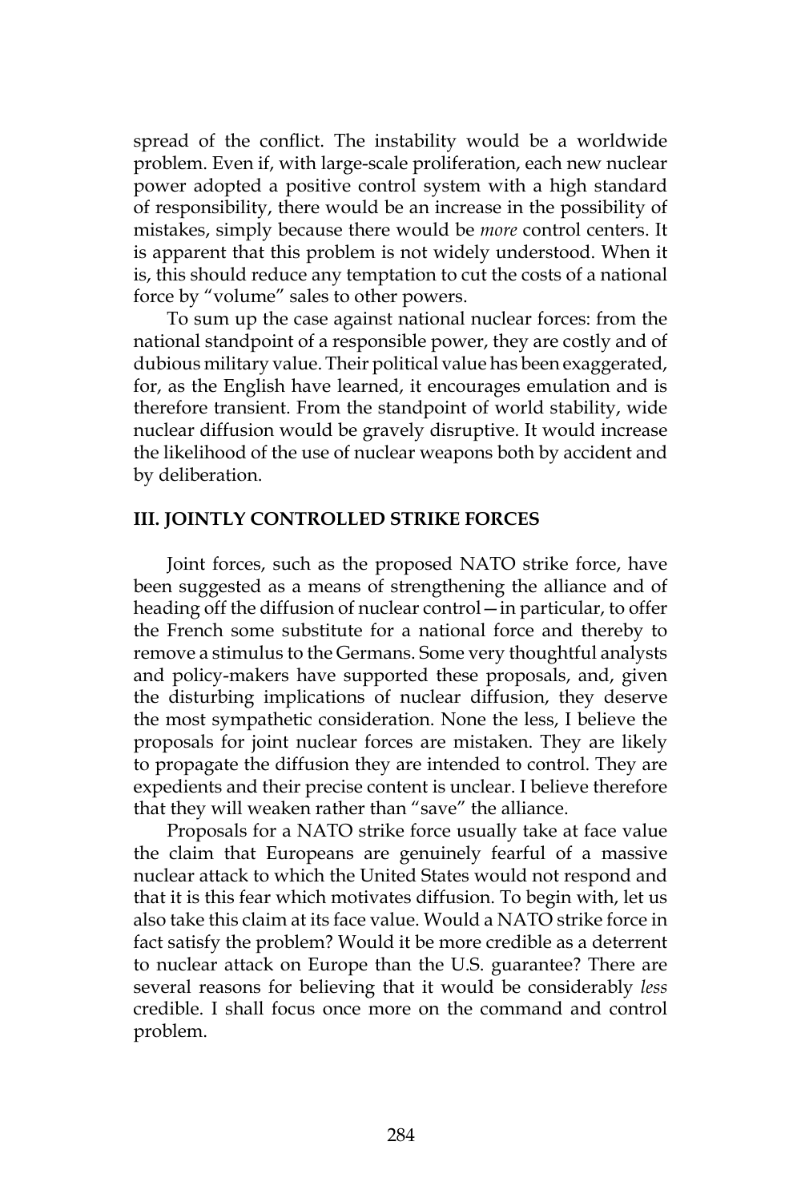spread of the conflict. The instability would be a worldwide problem. Even if, with large-scale proliferation, each new nuclear power adopted a positive control system with a high standard of responsibility, there would be an increase in the possibility of mistakes, simply because there would be *more* control centers. It is apparent that this problem is not widely understood. When it is, this should reduce any temptation to cut the costs of a national force by "volume" sales to other powers.

To sum up the case against national nuclear forces: from the national standpoint of a responsible power, they are costly and of dubious military value. Their political value has been exaggerated, for, as the English have learned, it encourages emulation and is therefore transient. From the standpoint of world stability, wide nuclear diffusion would be gravely disruptive. It would increase the likelihood of the use of nuclear weapons both by accident and by deliberation.

## III. JOINTLY CONTROLLED STRIKE FORCES

Joint forces, such as the proposed NATO strike force, have been suggested as a means of strengthening the alliance and of heading off the diffusion of nuclear control—in particular, to offer the French some substitute for a national force and thereby to remove a stimulus to the Germans. Some very thoughtful analysts and policy-makers have supported these proposals, and, given the disturbing implications of nuclear diffusion, they deserve the most sympathetic consideration. None the less, I believe the proposals for joint nuclear forces are mistaken. They are likely to propagate the diffusion they are intended to control. They are expedients and their precise content is unclear. I believe therefore that they will weaken rather than "save" the alliance.

Proposals for a NATO strike force usually take at face value the claim that Europeans are genuinely fearful of a massive nuclear attack to which the United States would not respond and that it is this fear which motivates diffusion. To begin with, let us also take this claim at its face value. Would a NATO strike force in fact satisfy the problem? Would it be more credible as a deterrent to nuclear attack on Europe than the U.S. guarantee? There are several reasons for believing that it would be considerably *less* credible. I shall focus once more on the command and control problem.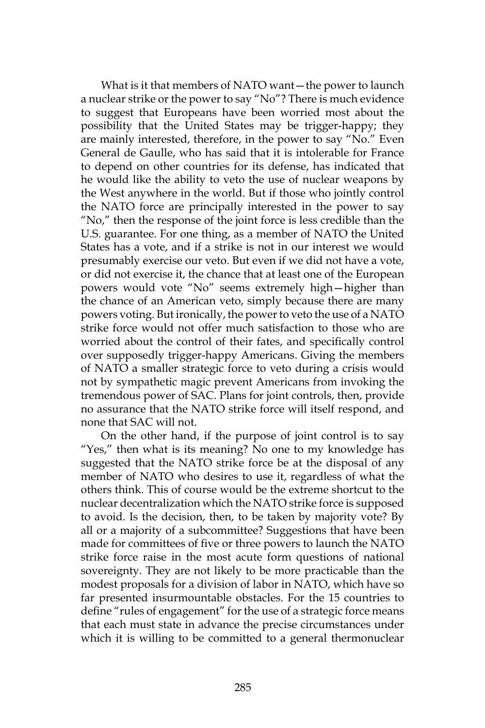What is it that members of NATO want—the power to launch a nuclear strike or the power to say "No"? There is much evidence to suggest that Europeans have been worried most about the possibility that the United States may be trigger-happy; they are mainly interested, therefore, in the power to say "No." Even General de Gaulle, who has said that it is intolerable for France to depend on other countries for its defense, has indicated that he would like the ability to veto the use of nuclear weapons by the West anywhere in the world. But if those who jointly control the NATO force are principally interested in the power to say "No," then the response of the joint force is less credible than the U.S. guarantee. For one thing, as a member of NATO the United States has a vote, and if a strike is not in our interest we would presumably exercise our veto. But even if we did not have a vote, or did not exercise it, the chance that at least one of the European powers would vote "No" seems extremely high—higher than the chance of an American veto, simply because there are many powers voting. But ironically, the power to veto the use of a NATO strike force would not offer much satisfaction to those who are worried about the control of their fates, and specifically control over supposedly trigger-happy Americans. Giving the members of NATO a smaller strategic force to veto during a crisis would not by sympathetic magic prevent Americans from invoking the tremendous power of SAC. Plans for joint controls, then, provide no assurance that the NATO strike force will itself respond, and none that SAC will not.

On the other hand, if the purpose of joint control is to say "Yes," then what is its meaning? No one to my knowledge has suggested that the NATO strike force be at the disposal of any member of NATO who desires to use it, regardless of what the others think. This of course would be the extreme shortcut to the nuclear decentralization which the NATO strike force is supposed to avoid. Is the decision, then, to be taken by majority vote? By all or a majority of a subcommittee? Suggestions that have been made for committees of five or three powers to launch the NATO strike force raise in the most acute form questions of national sovereignty. They are not likely to be more practicable than the modest proposals for a division of labor in NATO, which have so far presented insurmountable obstacles. For the 15 countries to define "rules of engagement" for the use of a strategic force means that each must state in advance the precise circumstances under which it is willing to be committed to a general thermonuclear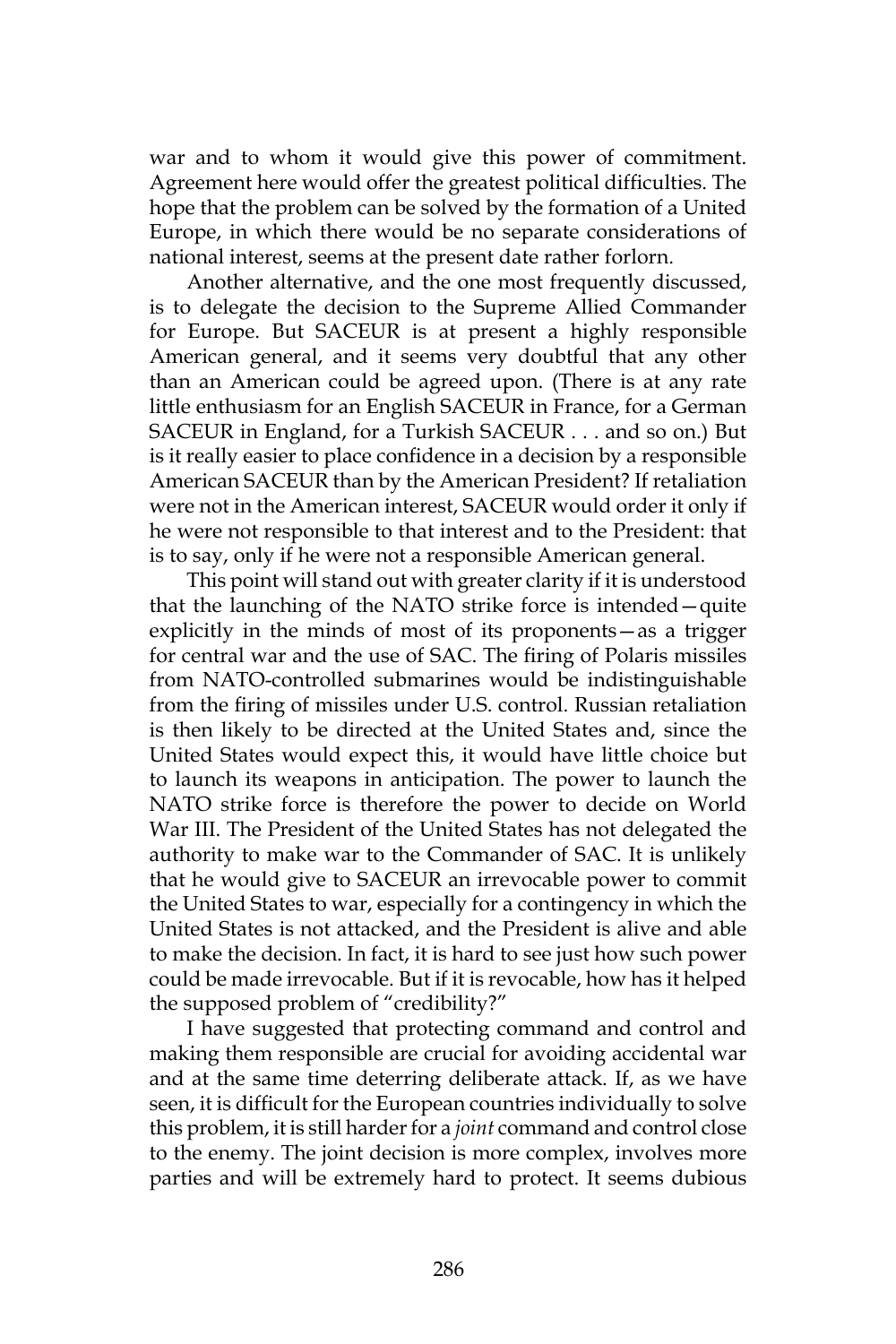war and to whom it would give this power of commitment. Agreement here would offer the greatest political difficulties. The hope that the problem can be solved by the formation of a United Europe, in which there would be no separate considerations of national interest, seems at the present date rather forlorn.

Another alternative, and the one most frequently discussed, is to delegate the decision to the Supreme Allied Commander for Europe. But SACEUR is at present a highly responsible American general, and it seems very doubtful that any other than an American could be agreed upon. (There is at any rate little enthusiasm for an English SACEUR in France, for a German SACEUR in England, for a Turkish SACEUR . . . and so on.) But is it really easier to place confidence in a decision by a responsible American SACEUR than by the American President? If retaliation were not in the American interest, SACEUR would order it only if he were not responsible to that interest and to the President: that is to say, only if he were not a responsible American general.

This point will stand out with greater clarity if it is understood that the launching of the NATO strike force is intended—quite explicitly in the minds of most of its proponents—as a trigger for central war and the use of SAC. The firing of Polaris missiles from NATO-controlled submarines would be indistinguishable from the firing of missiles under U.S. control. Russian retaliation is then likely to be directed at the United States and, since the United States would expect this, it would have little choice but to launch its weapons in anticipation. The power to launch the NATO strike force is therefore the power to decide on World War III. The President of the United States has not delegated the authority to make war to the Commander of SAC. It is unlikely that he would give to SACEUR an irrevocable power to commit the United States to war, especially for a contingency in which the United States is not attacked, and the President is alive and able to make the decision. In fact, it is hard to see just how such power could be made irrevocable. But if it is revocable, how has it helped the supposed problem of "credibility?"

I have suggested that protecting command and control and making them responsible are crucial for avoiding accidental war and at the same time deterring deliberate attack. If, as we have seen, it is difficult for the European countries individually to solve this problem, it is still harder for a *joint* command and control close to the enemy. The joint decision is more complex, involves more parties and will be extremely hard to protect. It seems dubious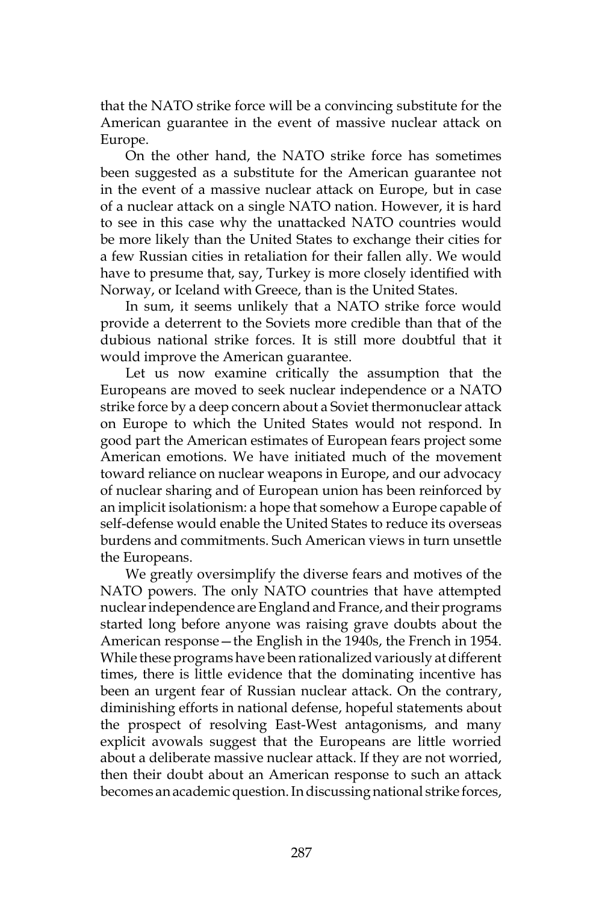that the NATO strike force will be a convincing substitute for the American guarantee in the event of massive nuclear attack on Europe.

On the other hand, the NATO strike force has sometimes been suggested as a substitute for the American guarantee not in the event of a massive nuclear attack on Europe, but in case of a nuclear attack on a single NATO nation. However, it is hard to see in this case why the unattacked NATO countries would be more likely than the United States to exchange their cities for a few Russian cities in retaliation for their fallen ally. We would have to presume that, say, Turkey is more closely identified with Norway, or Iceland with Greece, than is the United States.

In sum, it seems unlikely that a NATO strike force would provide a deterrent to the Soviets more credible than that of the dubious national strike forces. It is still more doubtful that it would improve the American guarantee.

Let us now examine critically the assumption that the Europeans are moved to seek nuclear independence or a NATO strike force by a deep concern about a Soviet thermonuclear attack on Europe to which the United States would not respond. In good part the American estimates of European fears project some American emotions. We have initiated much of the movement toward reliance on nuclear weapons in Europe, and our advocacy of nuclear sharing and of European union has been reinforced by an implicit isolationism: a hope that somehow a Europe capable of self-defense would enable the United States to reduce its overseas burdens and commitments. Such American views in turn unsettle the Europeans.

We greatly oversimplify the diverse fears and motives of the NATO powers. The only NATO countries that have attempted nuclear independence are England and France, and their programs started long before anyone was raising grave doubts about the American response—the English in the 1940s, the French in 1954. While these programs have been rationalized variously at different times, there is little evidence that the dominating incentive has been an urgent fear of Russian nuclear attack. On the contrary, diminishing efforts in national defense, hopeful statements about the prospect of resolving East-West antagonisms, and many explicit avowals suggest that the Europeans are little worried about a deliberate massive nuclear attack. If they are not worried, then their doubt about an American response to such an attack becomes an academic question. In discussing national strike forces,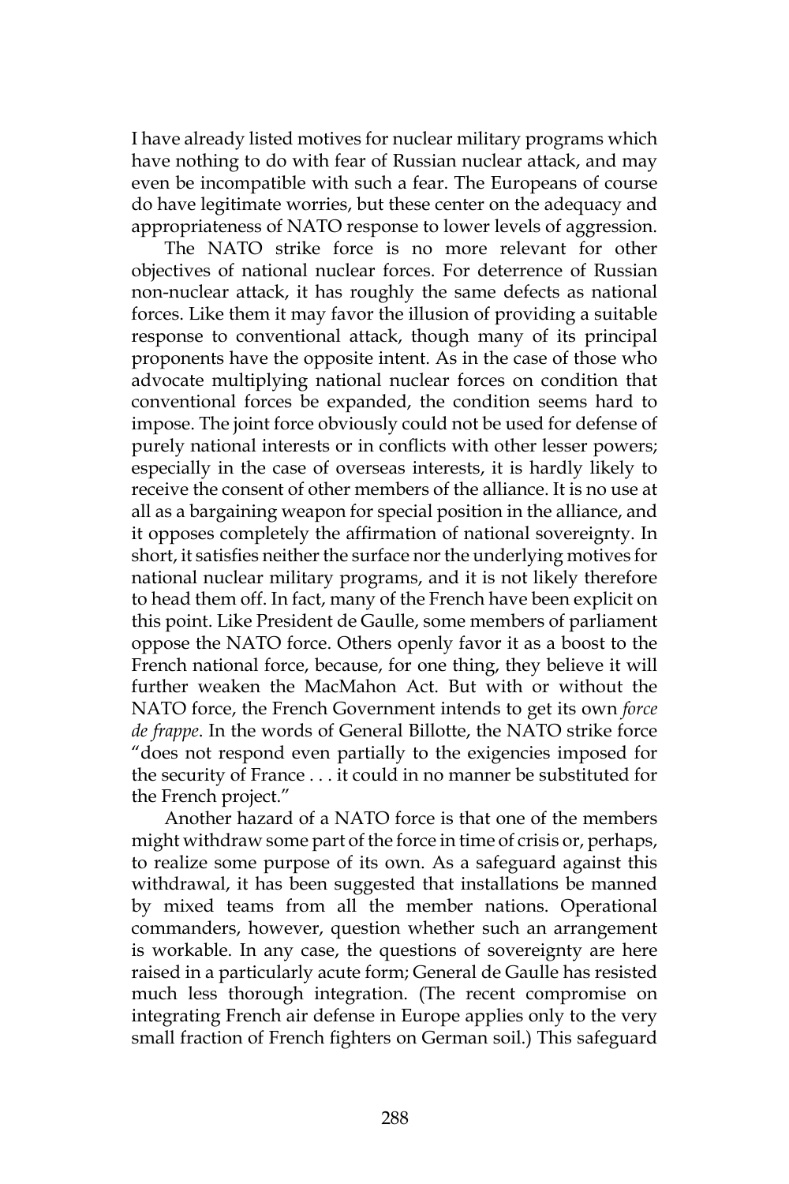I have already listed motives for nuclear military programs which have nothing to do with fear of Russian nuclear attack, and may even be incompatible with such a fear. The Europeans of course do have legitimate worries, but these center on the adequacy and appropriateness of NATO response to lower levels of aggression.

The NATO strike force is no more relevant for other objectives of national nuclear forces. For deterrence of Russian non-nuclear attack, it has roughly the same defects as national forces. Like them it may favor the illusion of providing a suitable response to conventional attack, though many of its principal proponents have the opposite intent. As in the case of those who advocate multiplying national nuclear forces on condition that conventional forces be expanded, the condition seems hard to impose. The joint force obviously could not be used for defense of purely national interests or in conflicts with other lesser powers; especially in the case of overseas interests, it is hardly likely to receive the consent of other members of the alliance. It is no use at all as a bargaining weapon for special position in the alliance, and it opposes completely the affirmation of national sovereignty. In short, it satisfies neither the surface nor the underlying motives for national nuclear military programs, and it is not likely therefore to head them off. In fact, many of the French have been explicit on this point. Like President de Gaulle, some members of parliament oppose the NATO force. Others openly favor it as a boost to the French national force, because, for one thing, they believe it will further weaken the MacMahon Act. But with or without the NATO force, the French Government intends to get its own *force de frappe*. In the words of General Billotte, the NATO strike force "does not respond even partially to the exigencies imposed for the security of France . . . it could in no manner be substituted for the French project."

Another hazard of a NATO force is that one of the members might withdraw some part of the force in time of crisis or, perhaps, to realize some purpose of its own. As a safeguard against this withdrawal, it has been suggested that installations be manned by mixed teams from all the member nations. Operational commanders, however, question whether such an arrangement is workable. In any case, the questions of sovereignty are here raised in a particularly acute form; General de Gaulle has resisted much less thorough integration. (The recent compromise on integrating French air defense in Europe applies only to the very small fraction of French fighters on German soil.) This safeguard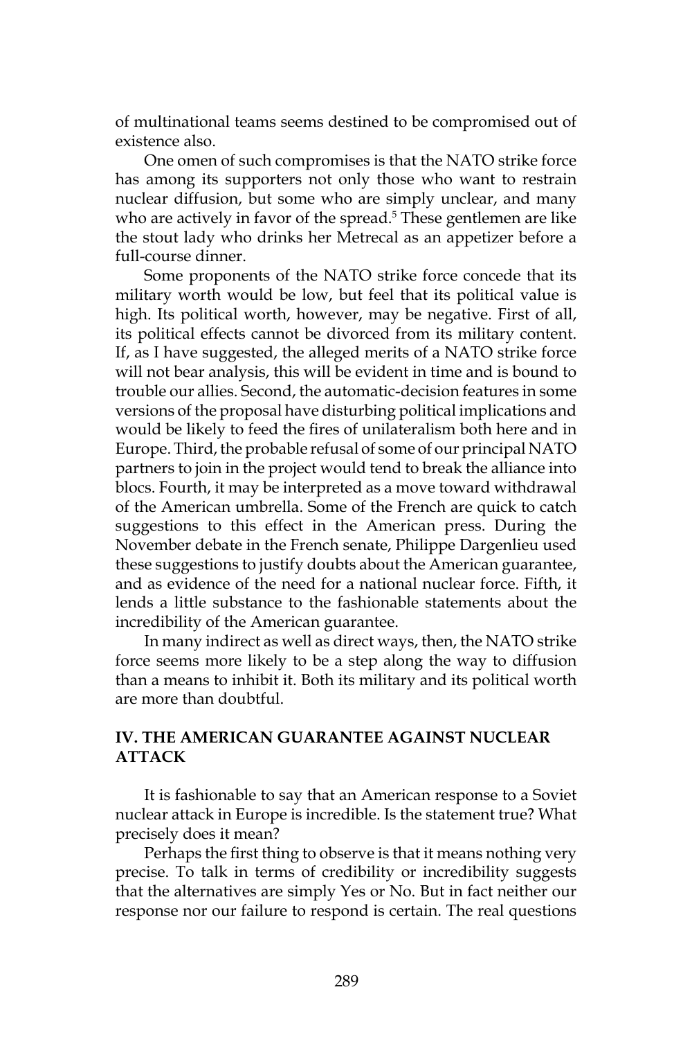of multinational teams seems destined to be compromised out of existence also.

One omen of such compromises is that the NATO strike force has among its supporters not only those who want to restrain nuclear diffusion, but some who are simply unclear, and many who are actively in favor of the spread.[5] These gentlemen are like the stout lady who drinks her Metrecal as an appetizer before a full-course dinner.

Some proponents of the NATO strike force concede that its military worth would be low, but feel that its political value is high. Its political worth, however, may be negative. First of all, its political effects cannot be divorced from its military content. If, as I have suggested, the alleged merits of a NATO strike force will not bear analysis, this will be evident in time and is bound to trouble our allies. Second, the automatic-decision features in some versions of the proposal have disturbing political implications and would be likely to feed the fires of unilateralism both here and in Europe. Third, the probable refusal of some of our principal NATO partners to join in the project would tend to break the alliance into blocs. Fourth, it may be interpreted as a move toward withdrawal of the American umbrella. Some of the French are quick to catch suggestions to this effect in the American press. During the November debate in the French senate, Philippe Dargenlieu used these suggestions to justify doubts about the American guarantee, and as evidence of the need for a national nuclear force. Fifth, it lends a little substance to the fashionable statements about the incredibility of the American guarantee.

In many indirect as well as direct ways, then, the NATO strike force seems more likely to be a step along the way to diffusion than a means to inhibit it. Both its military and its political worth are more than doubtful.

## IV. THE AMERICAN GUARANTEE AGAINST NUCLEAR ATTACK

It is fashionable to say that an American response to a Soviet nuclear attack in Europe is incredible. Is the statement true? What precisely does it mean?

Perhaps the first thing to observe is that it means nothing very precise. To talk in terms of credibility or incredibility suggests that the alternatives are simply Yes or No. But in fact neither our response nor our failure to respond is certain. The real questions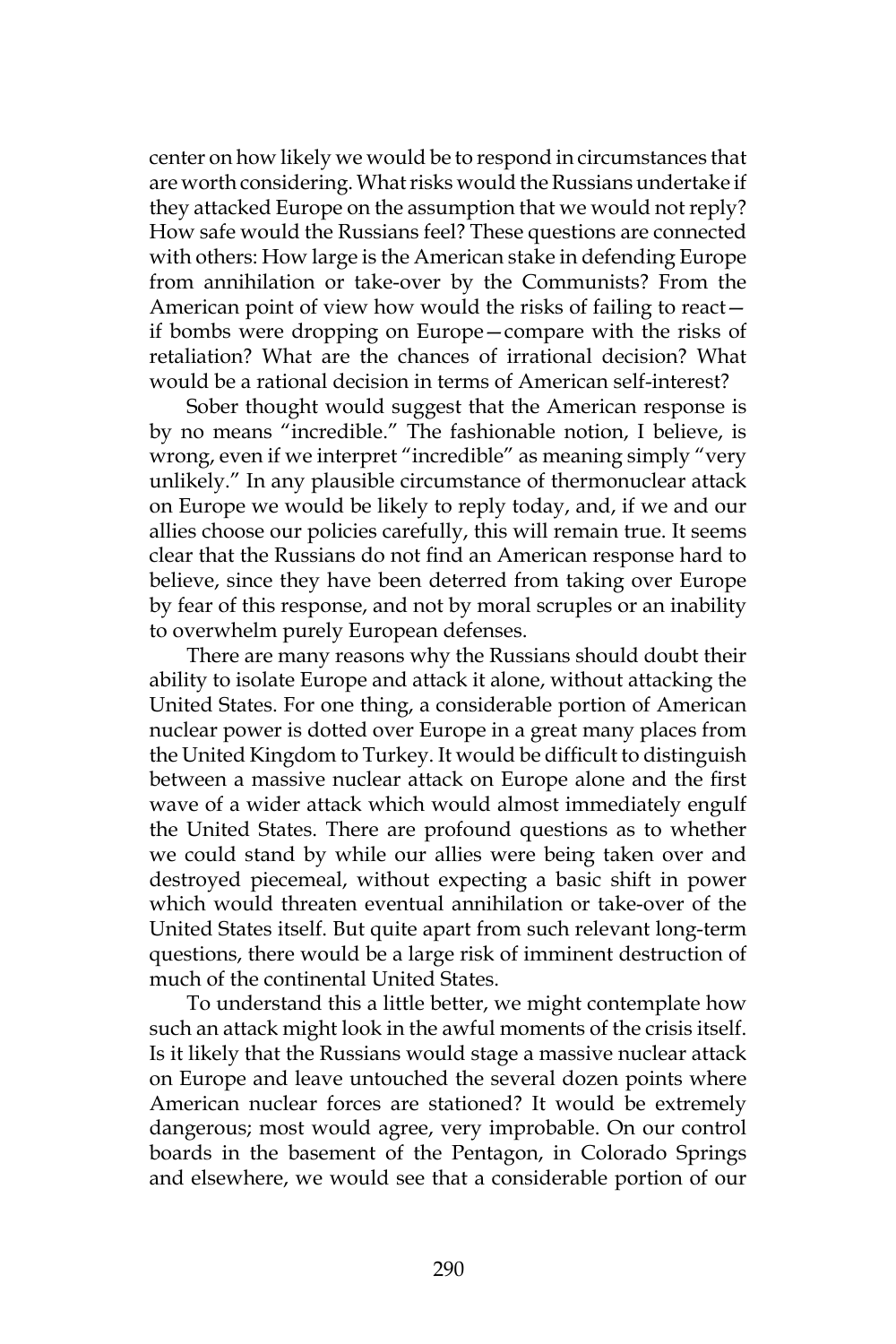center on how likely we would be to respond in circumstances that are worth considering. What risks would the Russians undertake if they attacked Europe on the assumption that we would not reply? How safe would the Russians feel? These questions are connected with others: How large is the American stake in defending Europe from annihilation or take-over by the Communists? From the American point of view how would the risks of failing to react—if bombs were dropping on Europe—compare with the risks of retaliation? What are the chances of irrational decision? What would be a rational decision in terms of American self-interest?

Sober thought would suggest that the American response is by no means "incredible." The fashionable notion, I believe, is wrong, even if we interpret "incredible" as meaning simply "very unlikely." In any plausible circumstance of thermonuclear attack on Europe we would be likely to reply today, and, if we and our allies choose our policies carefully, this will remain true. It seems clear that the Russians do not find an American response hard to believe, since they have been deterred from taking over Europe by fear of this response, and not by moral scruples or an inability to overwhelm purely European defenses.

There are many reasons why the Russians should doubt their ability to isolate Europe and attack it alone, without attacking the United States. For one thing, a considerable portion of American nuclear power is dotted over Europe in a great many places from the United Kingdom to Turkey. It would be difficult to distinguish between a massive nuclear attack on Europe alone and the first wave of a wider attack which would almost immediately engulf the United States. There are profound questions as to whether we could stand by while our allies were being taken over and destroyed piecemeal, without expecting a basic shift in power which would threaten eventual annihilation or take-over of the United States itself. But quite apart from such relevant long-term questions, there would be a large risk of imminent destruction of much of the continental United States.

To understand this a little better, we might contemplate how such an attack might look in the awful moments of the crisis itself. Is it likely that the Russians would stage a massive nuclear attack on Europe and leave untouched the several dozen points where American nuclear forces are stationed? It would be extremely dangerous; most would agree, very improbable. On our control boards in the basement of the Pentagon, in Colorado Springs and elsewhere, we would see that a considerable portion of our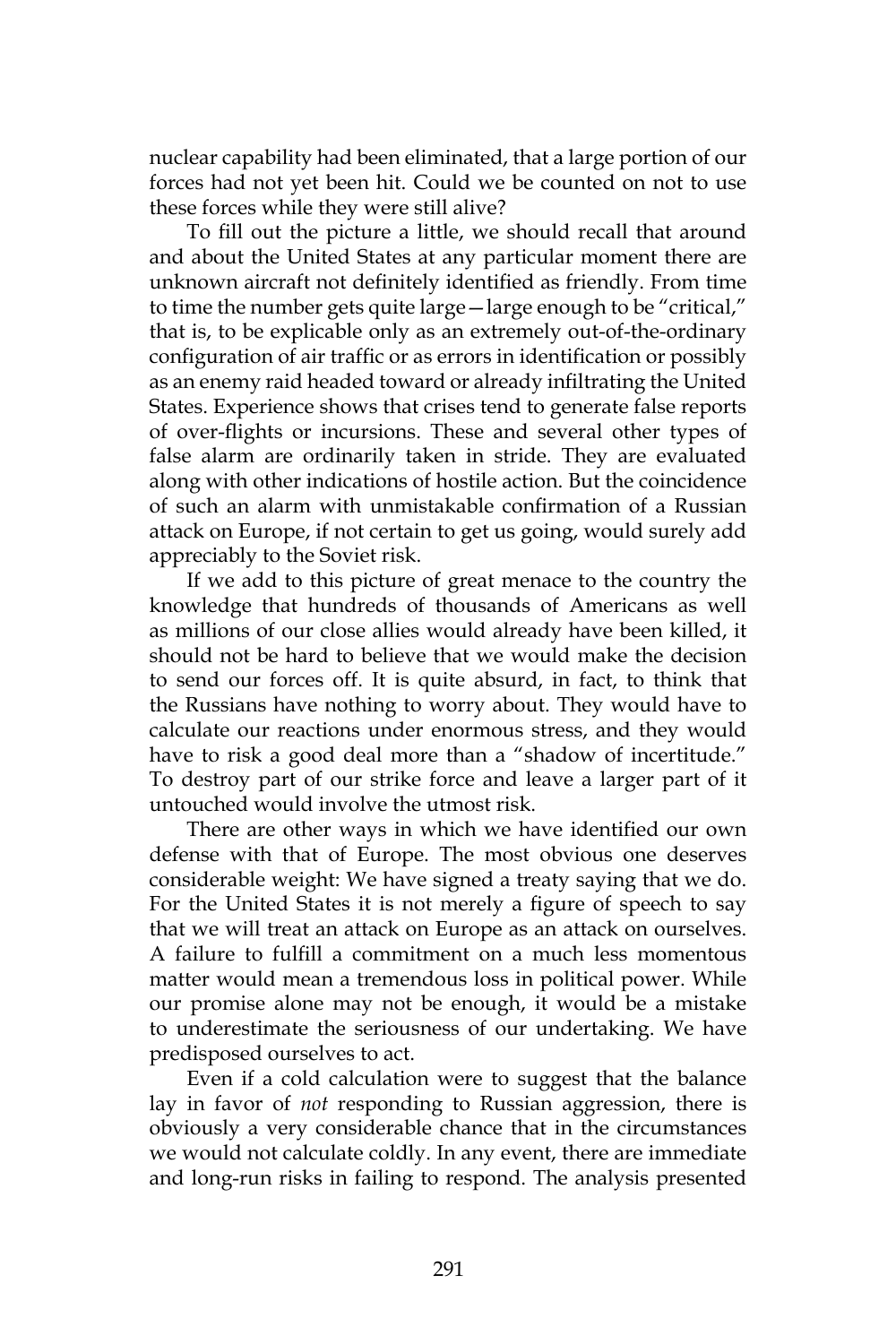nuclear capability had been eliminated, that a large portion of our forces had not yet been hit. Could we be counted on not to use these forces while they were still alive?

To fill out the picture a little, we should recall that around and about the United States at any particular moment there are unknown aircraft not definitely identified as friendly. From time to time the number gets quite large—large enough to be "critical," that is, to be explicable only as an extremely out-of-the-ordinary configuration of air traffic or as errors in identification or possibly as an enemy raid headed toward or already infiltrating the United States. Experience shows that crises tend to generate false reports of over-flights or incursions. These and several other types of false alarm are ordinarily taken in stride. They are evaluated along with other indications of hostile action. But the coincidence of such an alarm with unmistakable confirmation of a Russian attack on Europe, if not certain to get us going, would surely add appreciably to the Soviet risk.

If we add to this picture of great menace to the country the knowledge that hundreds of thousands of Americans as well as millions of our close allies would already have been killed, it should not be hard to believe that we would make the decision to send our forces off. It is quite absurd, in fact, to think that the Russians have nothing to worry about. They would have to calculate our reactions under enormous stress, and they would have to risk a good deal more than a "shadow of incertitude." To destroy part of our strike force and leave a larger part of it untouched would involve the utmost risk.

There are other ways in which we have identified our own defense with that of Europe. The most obvious one deserves considerable weight: We have signed a treaty saying that we do. For the United States it is not merely a figure of speech to say that we will treat an attack on Europe as an attack on ourselves. A failure to fulfill a commitment on a much less momentous matter would mean a tremendous loss in political power. While our promise alone may not be enough, it would be a mistake to underestimate the seriousness of our undertaking. We have predisposed ourselves to act.

Even if a cold calculation were to suggest that the balance lay in favor of *not* responding to Russian aggression, there is obviously a very considerable chance that in the circumstances we would not calculate coldly. In any event, there are immediate and long-run risks in failing to respond. The analysis presented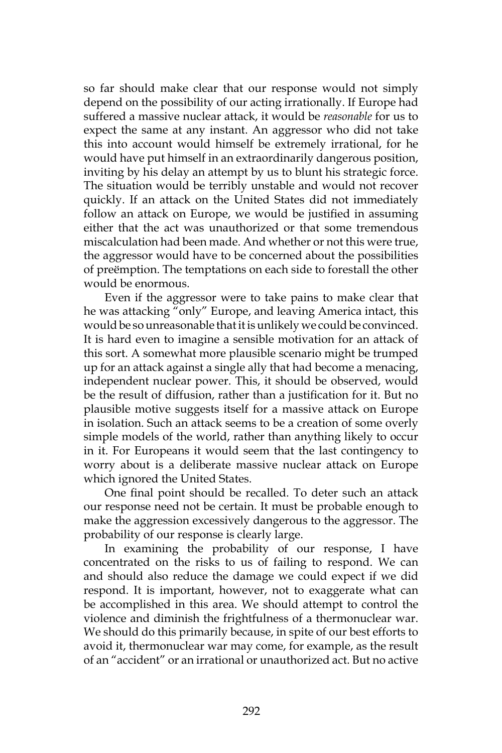so far should make clear that our response would not simply depend on the possibility of our acting irrationally. If Europe had suffered a massive nuclear attack, it would be *reasonable* for us to expect the same at any instant. An aggressor who did not take this into account would himself be extremely irrational, for he would have put himself in an extraordinarily dangerous position, inviting by his delay an attempt by us to blunt his strategic force. The situation would be terribly unstable and would not recover quickly. If an attack on the United States did not immediately follow an attack on Europe, we would be justified in assuming either that the act was unauthorized or that some tremendous miscalculation had been made. And whether or not this were true, the aggressor would have to be concerned about the possibilities of preëmption. The temptations on each side to forestall the other would be enormous.

Even if the aggressor were to take pains to make clear that he was attacking "only" Europe, and leaving America intact, this would be so unreasonable that it is unlikely we could be convinced. It is hard even to imagine a sensible motivation for an attack of this sort. A somewhat more plausible scenario might be trumped up for an attack against a single ally that had become a menacing, independent nuclear power. This, it should be observed, would be the result of diffusion, rather than a justification for it. But no plausible motive suggests itself for a massive attack on Europe in isolation. Such an attack seems to be a creation of some overly simple models of the world, rather than anything likely to occur in it. For Europeans it would seem that the last contingency to worry about is a deliberate massive nuclear attack on Europe which ignored the United States.

One final point should be recalled. To deter such an attack our response need not be certain. It must be probable enough to make the aggression excessively dangerous to the aggressor. The probability of our response is clearly large.

In examining the probability of our response, I have concentrated on the risks to us of failing to respond. We can and should also reduce the damage we could expect if we did respond. It is important, however, not to exaggerate what can be accomplished in this area. We should attempt to control the violence and diminish the frightfulness of a thermonuclear war. We should do this primarily because, in spite of our best efforts to avoid it, thermonuclear war may come, for example, as the result of an "accident" or an irrational or unauthorized act. But no active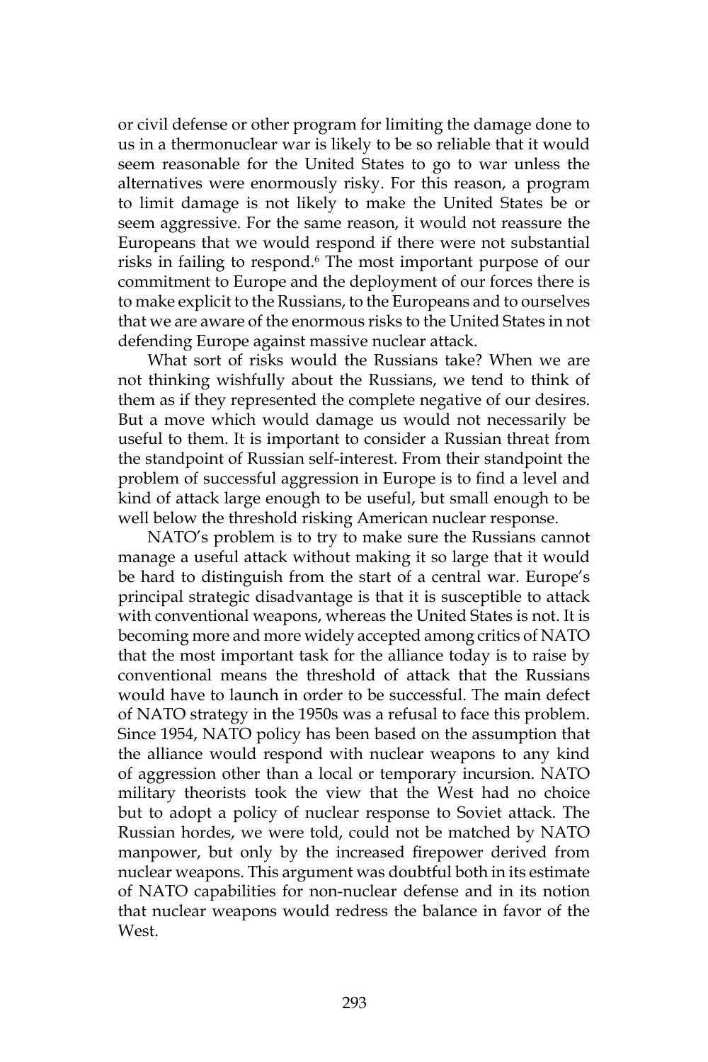or civil defense or other program for limiting the damage done to us in a thermonuclear war is likely to be so reliable that it would seem reasonable for the United States to go to war unless the alternatives were enormously risky. For this reason, a program to limit damage is not likely to make the United States be or seem aggressive. For the same reason, it would not reassure the Europeans that we would respond if there were not substantial risks in failing to respond.[6] The most important purpose of our commitment to Europe and the deployment of our forces there is to make explicit to the Russians, to the Europeans and to ourselves that we are aware of the enormous risks to the United States in not defending Europe against massive nuclear attack.

What sort of risks would the Russians take? When we are not thinking wishfully about the Russians, we tend to think of them as if they represented the complete negative of our desires. But a move which would damage us would not necessarily be useful to them. It is important to consider a Russian threat from the standpoint of Russian self-interest. From their standpoint the problem of successful aggression in Europe is to find a level and kind of attack large enough to be useful, but small enough to be well below the threshold risking American nuclear response.

NATO's problem is to try to make sure the Russians cannot manage a useful attack without making it so large that it would be hard to distinguish from the start of a central war. Europe's principal strategic disadvantage is that it is susceptible to attack with conventional weapons, whereas the United States is not. It is becoming more and more widely accepted among critics of NATO that the most important task for the alliance today is to raise by conventional means the threshold of attack that the Russians would have to launch in order to be successful. The main defect of NATO strategy in the 1950s was a refusal to face this problem. Since 1954, NATO policy has been based on the assumption that the alliance would respond with nuclear weapons to any kind of aggression other than a local or temporary incursion. NATO military theorists took the view that the West had no choice but to adopt a policy of nuclear response to Soviet attack. The Russian hordes, we were told, could not be matched by NATO manpower, but only by the increased firepower derived from nuclear weapons. This argument was doubtful both in its estimate of NATO capabilities for non-nuclear defense and in its notion that nuclear weapons would redress the balance in favor of the West.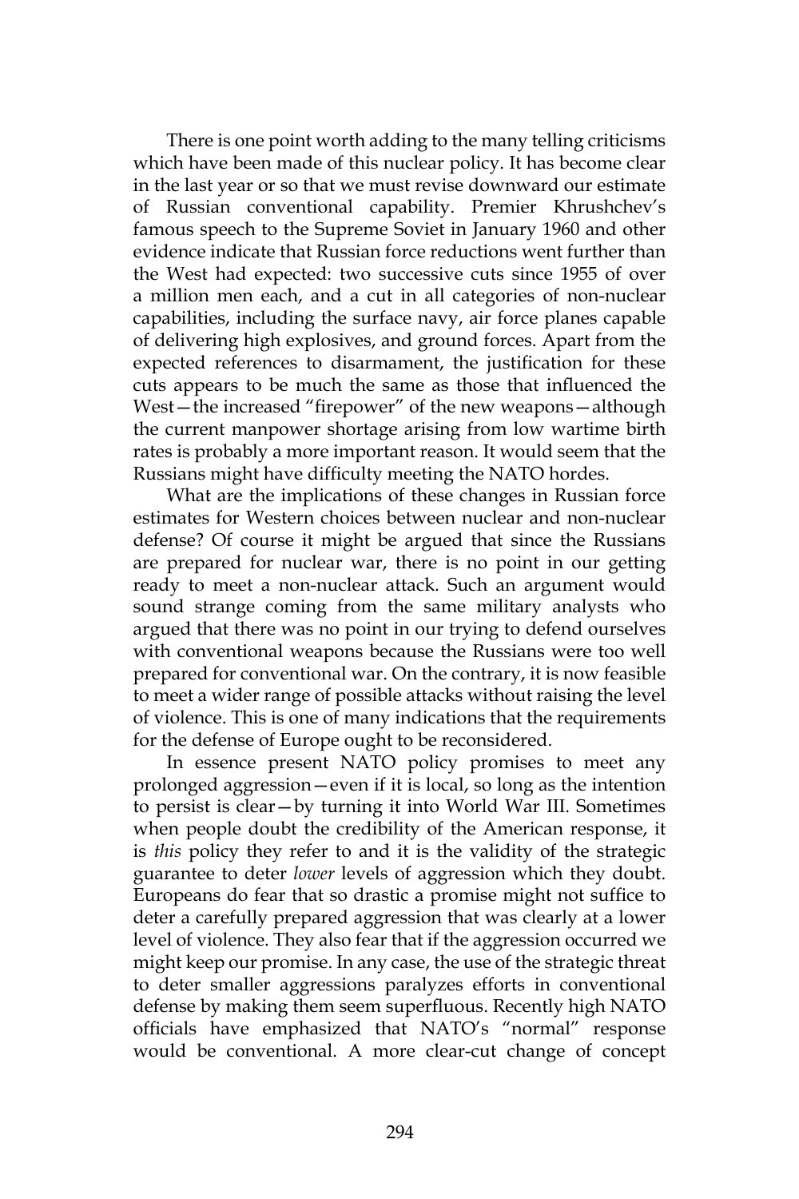There is one point worth adding to the many telling criticisms which have been made of this nuclear policy. It has become clear in the last year or so that we must revise downward our estimate of Russian conventional capability. Premier Khrushchev's famous speech to the Supreme Soviet in January 1960 and other evidence indicate that Russian force reductions went further than the West had expected: two successive cuts since 1955 of over a million men each, and a cut in all categories of non-nuclear capabilities, including the surface navy, air force planes capable of delivering high explosives, and ground forces. Apart from the expected references to disarmament, the justification for these cuts appears to be much the same as those that influenced the West—the increased "firepower" of the new weapons—although the current manpower shortage arising from low wartime birth rates is probably a more important reason. It would seem that the Russians might have difficulty meeting the NATO hordes.

What are the implications of these changes in Russian force estimates for Western choices between nuclear and non-nuclear defense? Of course it might be argued that since the Russians are prepared for nuclear war, there is no point in our getting ready to meet a non-nuclear attack. Such an argument would sound strange coming from the same military analysts who argued that there was no point in our trying to defend ourselves with conventional weapons because the Russians were too well prepared for conventional war. On the contrary, it is now feasible to meet a wider range of possible attacks without raising the level of violence. This is one of many indications that the requirements for the defense of Europe ought to be reconsidered.

In essence present NATO policy promises to meet any prolonged aggression—even if it is local, so long as the intention to persist is clear—by turning it into World War III. Sometimes when people doubt the credibility of the American response, it is *this* policy they refer to and it is the validity of the strategic guarantee to deter *lower* levels of aggression which they doubt. Europeans do fear that so drastic a promise might not suffice to deter a carefully prepared aggression that was clearly at a lower level of violence. They also fear that if the aggression occurred we might keep our promise. In any case, the use of the strategic threat to deter smaller aggressions paralyzes efforts in conventional defense by making them seem superfluous. Recently high NATO officials have emphasized that NATO's "normal" response would be conventional. A more clear-cut change of concept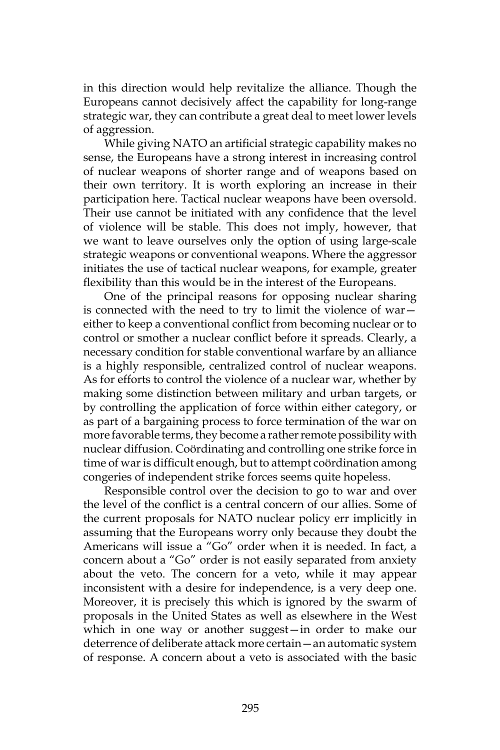in this direction would help revitalize the alliance. Though the Europeans cannot decisively affect the capability for long-range strategic war, they can contribute a great deal to meet lower levels of aggression.

While giving NATO an artificial strategic capability makes no sense, the Europeans have a strong interest in increasing control of nuclear weapons of shorter range and of weapons based on their own territory. It is worth exploring an increase in their participation here. Tactical nuclear weapons have been oversold. Their use cannot be initiated with any confidence that the level of violence will be stable. This does not imply, however, that we want to leave ourselves only the option of using large-scale strategic weapons or conventional weapons. Where the aggressor initiates the use of tactical nuclear weapons, for example, greater flexibility than this would be in the interest of the Europeans.

One of the principal reasons for opposing nuclear sharing is connected with the need to try to limit the violence of war—either to keep a conventional conflict from becoming nuclear or to control or smother a nuclear conflict before it spreads. Clearly, a necessary condition for stable conventional warfare by an alliance is a highly responsible, centralized control of nuclear weapons. As for efforts to control the violence of a nuclear war, whether by making some distinction between military and urban targets, or by controlling the application of force within either category, or as part of a bargaining process to force termination of the war on more favorable terms, they become a rather remote possibility with nuclear diffusion. Coördinating and controlling one strike force in time of war is difficult enough, but to attempt coördination among congeries of independent strike forces seems quite hopeless.

Responsible control over the decision to go to war and over the level of the conflict is a central concern of our allies. Some of the current proposals for NATO nuclear policy err implicitly in assuming that the Europeans worry only because they doubt the Americans will issue a "Go" order when it is needed. In fact, a concern about a "Go" order is not easily separated from anxiety about the veto. The concern for a veto, while it may appear inconsistent with a desire for independence, is a very deep one. Moreover, it is precisely this which is ignored by the swarm of proposals in the United States as well as elsewhere in the West which in one way or another suggest—in order to make our deterrence of deliberate attack more certain—an automatic system of response. A concern about a veto is associated with the basic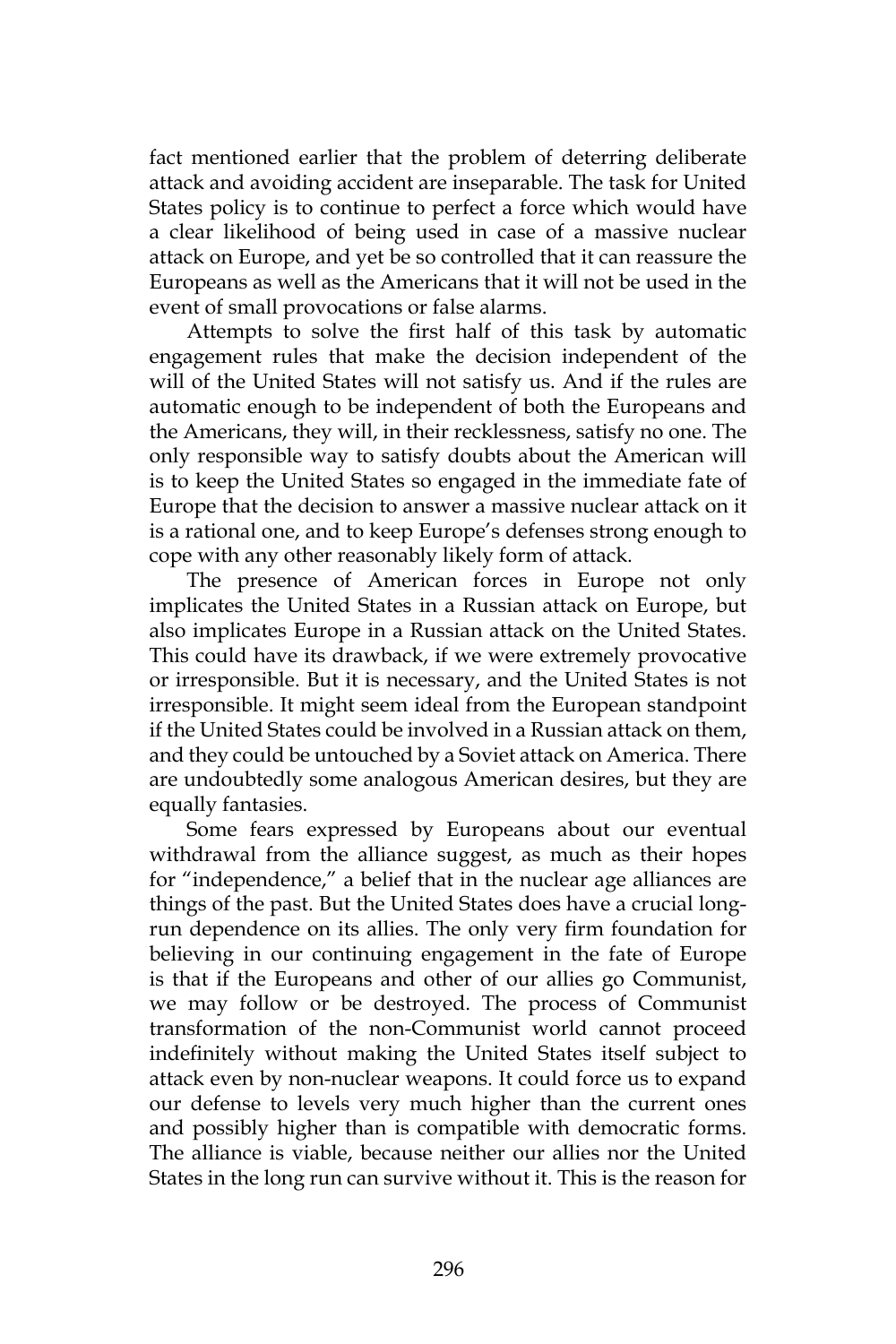fact mentioned earlier that the problem of deterring deliberate attack and avoiding accident are inseparable. The task for United States policy is to continue to perfect a force which would have a clear likelihood of being used in case of a massive nuclear attack on Europe, and yet be so controlled that it can reassure the Europeans as well as the Americans that it will not be used in the event of small provocations or false alarms.

Attempts to solve the first half of this task by automatic engagement rules that make the decision independent of the will of the United States will not satisfy us. And if the rules are automatic enough to be independent of both the Europeans and the Americans, they will, in their recklessness, satisfy no one. The only responsible way to satisfy doubts about the American will is to keep the United States so engaged in the immediate fate of Europe that the decision to answer a massive nuclear attack on it is a rational one, and to keep Europe's defenses strong enough to cope with any other reasonably likely form of attack.

The presence of American forces in Europe not only implicates the United States in a Russian attack on Europe, but also implicates Europe in a Russian attack on the United States. This could have its drawback, if we were extremely provocative or irresponsible. But it is necessary, and the United States is not irresponsible. It might seem ideal from the European standpoint if the United States could be involved in a Russian attack on them, and they could be untouched by a Soviet attack on America. There are undoubtedly some analogous American desires, but they are equally fantasies.

Some fears expressed by Europeans about our eventual withdrawal from the alliance suggest, as much as their hopes for "independence," a belief that in the nuclear age alliances are things of the past. But the United States does have a crucial long-run dependence on its allies. The only very firm foundation for believing in our continuing engagement in the fate of Europe is that if the Europeans and other of our allies go Communist, we may follow or be destroyed. The process of Communist transformation of the non-Communist world cannot proceed indefinitely without making the United States itself subject to attack even by non-nuclear weapons. It could force us to expand our defense to levels very much higher than the current ones and possibly higher than is compatible with democratic forms. The alliance is viable, because neither our allies nor the United States in the long run can survive without it. This is the reason for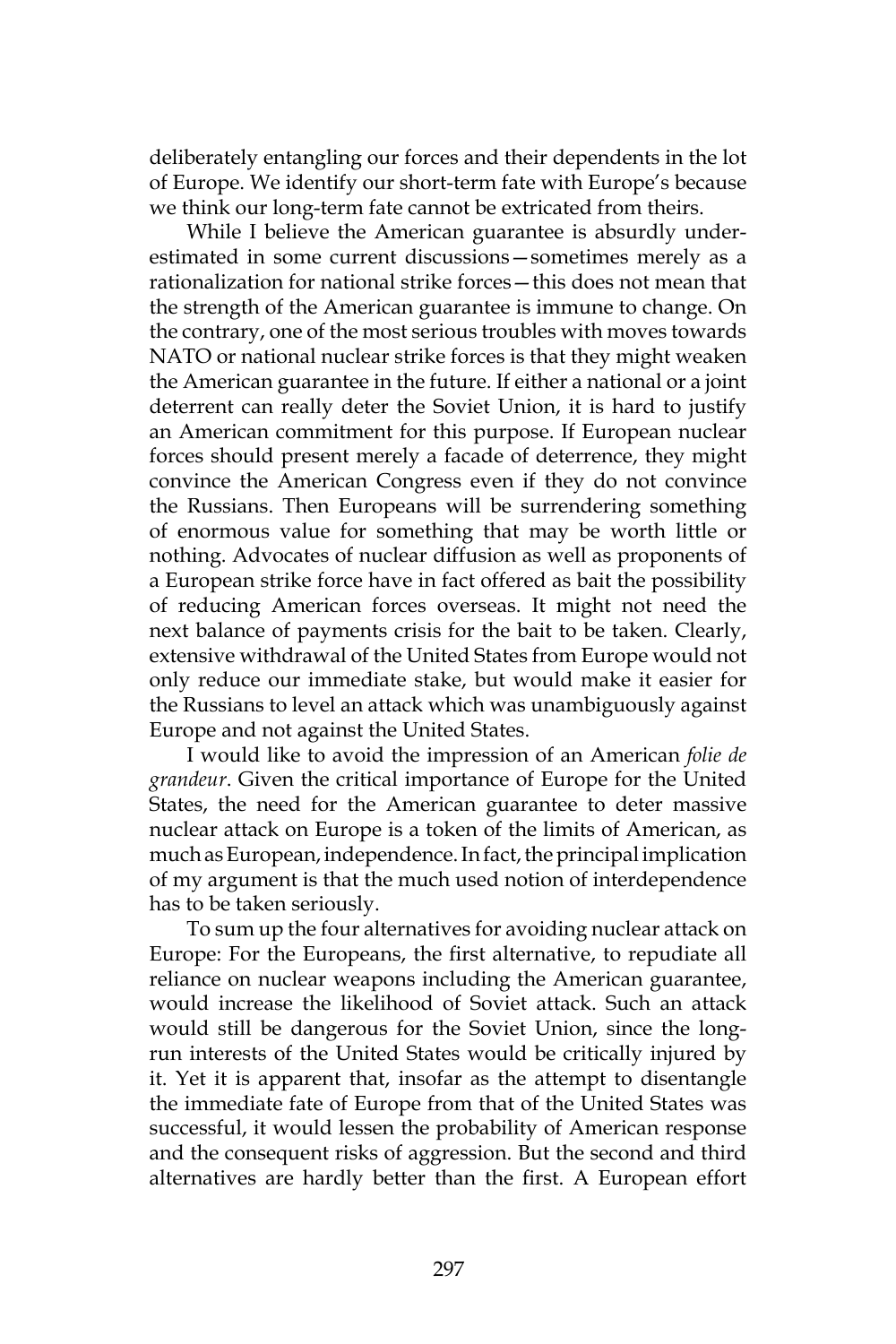deliberately entangling our forces and their dependents in the lot of Europe. We identify our short-term fate with Europe's because we think our long-term fate cannot be extricated from theirs.

While I believe the American guarantee is absurdly underestimated in some current discussions—sometimes merely as a rationalization for national strike forces—this does not mean that the strength of the American guarantee is immune to change. On the contrary, one of the most serious troubles with moves towards NATO or national nuclear strike forces is that they might weaken the American guarantee in the future. If either a national or a joint deterrent can really deter the Soviet Union, it is hard to justify an American commitment for this purpose. If European nuclear forces should present merely a facade of deterrence, they might convince the American Congress even if they do not convince the Russians. Then Europeans will be surrendering something of enormous value for something that may be worth little or nothing. Advocates of nuclear diffusion as well as proponents of a European strike force have in fact offered as bait the possibility of reducing American forces overseas. It might not need the next balance of payments crisis for the bait to be taken. Clearly, extensive withdrawal of the United States from Europe would not only reduce our immediate stake, but would make it easier for the Russians to level an attack which was unambiguously against Europe and not against the United States.

I would like to avoid the impression of an American *folie de grandeur*. Given the critical importance of Europe for the United States, the need for the American guarantee to deter massive nuclear attack on Europe is a token of the limits of American, as much as European, independence. In fact, the principal implication of my argument is that the much used notion of interdependence has to be taken seriously.

To sum up the four alternatives for avoiding nuclear attack on Europe: For the Europeans, the first alternative, to repudiate all reliance on nuclear weapons including the American guarantee, would increase the likelihood of Soviet attack. Such an attack would still be dangerous for the Soviet Union, since the long-run interests of the United States would be critically injured by it. Yet it is apparent that, insofar as the attempt to disentangle the immediate fate of Europe from that of the United States was successful, it would lessen the probability of American response and the consequent risks of aggression. But the second and third alternatives are hardly better than the first. A European effort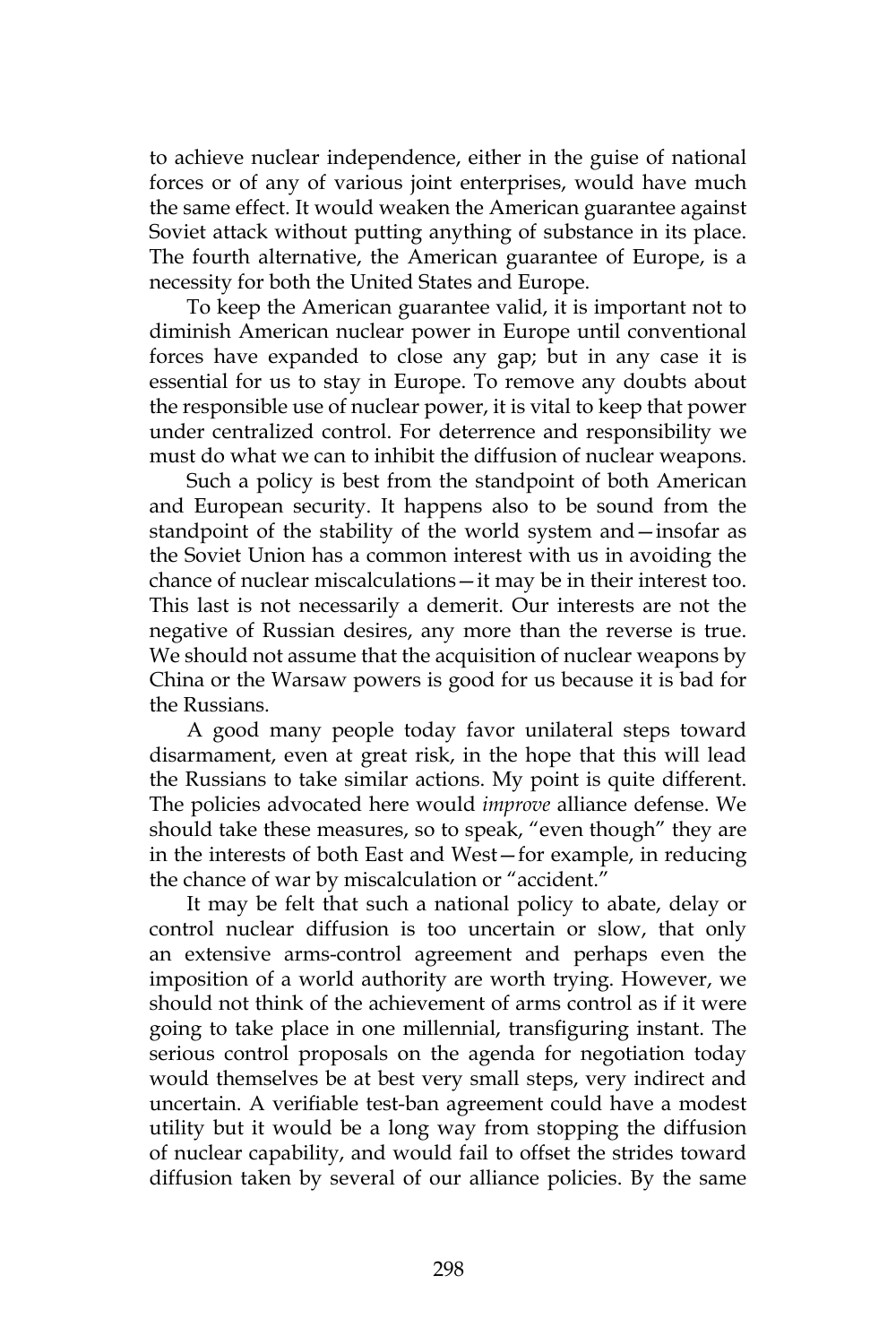to achieve nuclear independence, either in the guise of national forces or of any of various joint enterprises, would have much the same effect. It would weaken the American guarantee against Soviet attack without putting anything of substance in its place. The fourth alternative, the American guarantee of Europe, is a necessity for both the United States and Europe.

To keep the American guarantee valid, it is important not to diminish American nuclear power in Europe until conventional forces have expanded to close any gap; but in any case it is essential for us to stay in Europe. To remove any doubts about the responsible use of nuclear power, it is vital to keep that power under centralized control. For deterrence and responsibility we must do what we can to inhibit the diffusion of nuclear weapons.

Such a policy is best from the standpoint of both American and European security. It happens also to be sound from the standpoint of the stability of the world system and—insofar as the Soviet Union has a common interest with us in avoiding the chance of nuclear miscalculations—it may be in their interest too. This last is not necessarily a demerit. Our interests are not the negative of Russian desires, any more than the reverse is true. We should not assume that the acquisition of nuclear weapons by China or the Warsaw powers is good for us because it is bad for the Russians.

A good many people today favor unilateral steps toward disarmament, even at great risk, in the hope that this will lead the Russians to take similar actions. My point is quite different. The policies advocated here would *improve* alliance defense. We should take these measures, so to speak, "even though" they are in the interests of both East and West—for example, in reducing the chance of war by miscalculation or "accident."

It may be felt that such a national policy to abate, delay or control nuclear diffusion is too uncertain or slow, that only an extensive arms-control agreement and perhaps even the imposition of a world authority are worth trying. However, we should not think of the achievement of arms control as if it were going to take place in one millennial, transfiguring instant. The serious control proposals on the agenda for negotiation today would themselves be at best very small steps, very indirect and uncertain. A verifiable test-ban agreement could have a modest utility but it would be a long way from stopping the diffusion of nuclear capability, and would fail to offset the strides toward diffusion taken by several of our alliance policies. By the same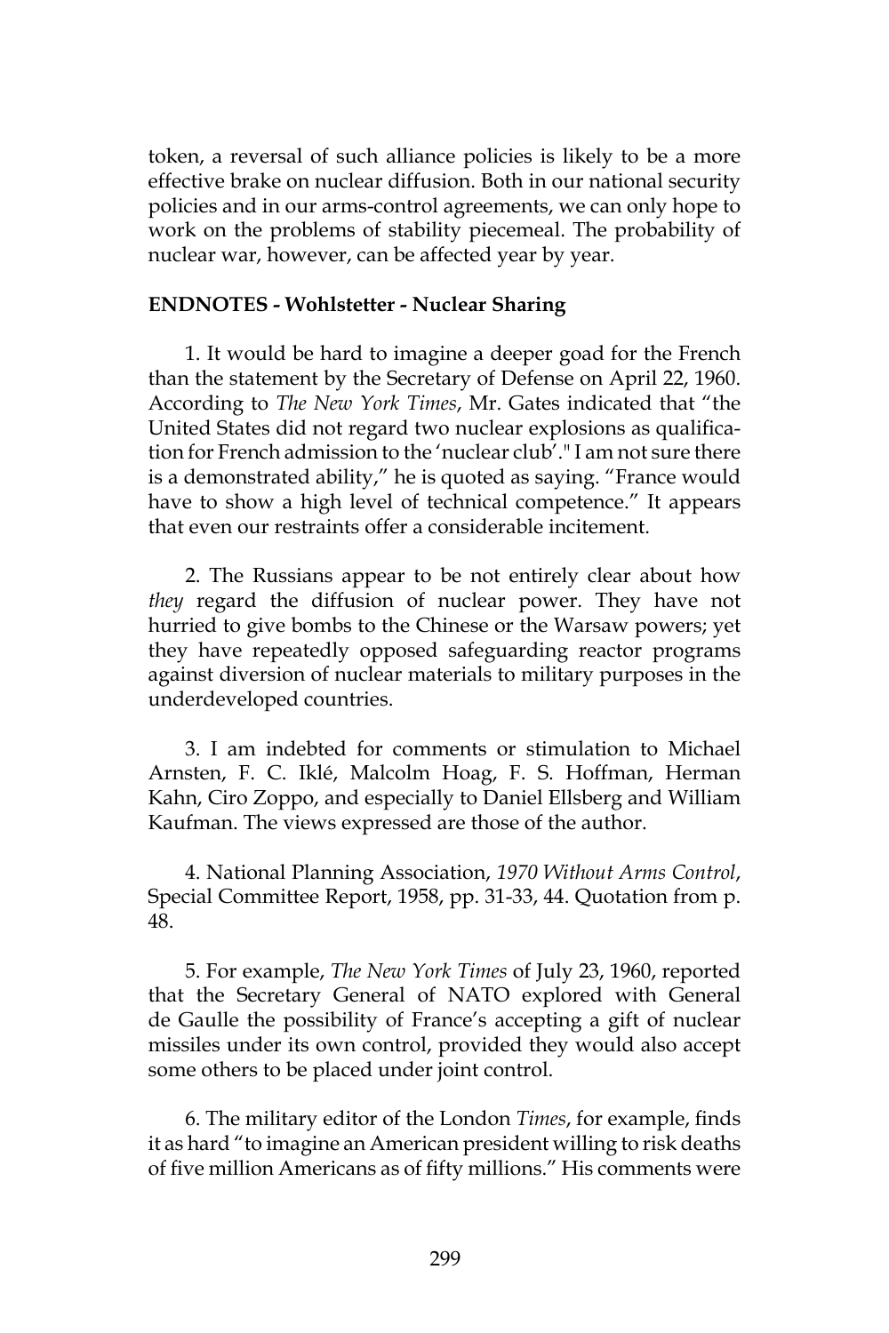token, a reversal of such alliance policies is likely to be a more effective brake on nuclear diffusion. Both in our national security policies and in our arms-control agreements, we can only hope to work on the problems of stability piecemeal. The probability of nuclear war, however, can be affected year by year.

**ENDNOTES - Wohlstetter - Nuclear Sharing**

1. It would be hard to imagine a deeper goad for the French than the statement by the Secretary of Defense on April 22, 1960. According to *The New York Times*, Mr. Gates indicated that "the United States did not regard two nuclear explosions as qualification for French admission to the 'nuclear club'." I am not sure there is a demonstrated ability," he is quoted as saying. "France would have to show a high level of technical competence." It appears that even our restraints offer a considerable incitement.

2. The Russians appear to be not entirely clear about how *they* regard the diffusion of nuclear power. They have not hurried to give bombs to the Chinese or the Warsaw powers; yet they have repeatedly opposed safeguarding reactor programs against diversion of nuclear materials to military purposes in the underdeveloped countries.

3. I am indebted for comments or stimulation to Michael Arnsten, F. C. Iklé, Malcolm Hoag, F. S. Hoffman, Herman Kahn, Ciro Zoppo, and especially to Daniel Ellsberg and William Kaufman. The views expressed are those of the author.

4. National Planning Association, *1970 Without Arms Control*, Special Committee Report, 1958, pp. 31-33, 44. Quotation from p. 48.

5. For example, *The New York Times* of July 23, 1960, reported that the Secretary General of NATO explored with General de Gaulle the possibility of France's accepting a gift of nuclear missiles under its own control, provided they would also accept some others to be placed under joint control.

6. The military editor of the London *Times*, for example, finds it as hard "to imagine an American president willing to risk deaths of five million Americans as of fifty millions." His comments were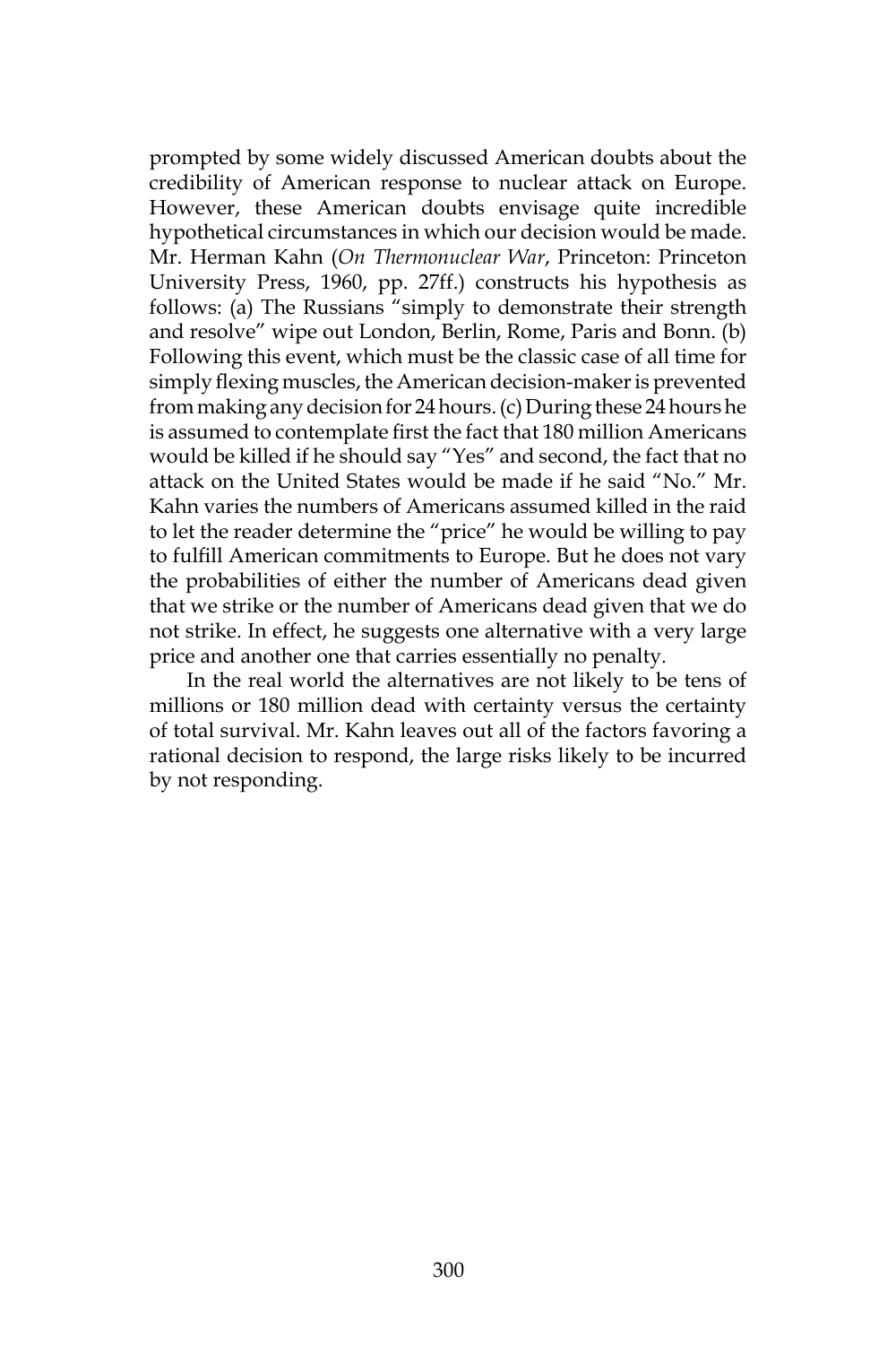prompted by some widely discussed American doubts about the credibility of American response to nuclear attack on Europe. However, these American doubts envisage quite incredible hypothetical circumstances in which our decision would be made. Mr. Herman Kahn (*On Thermonuclear War*, Princeton: Princeton University Press, 1960, pp. 27ff.) constructs his hypothesis as follows: (a) The Russians "simply to demonstrate their strength and resolve" wipe out London, Berlin, Rome, Paris and Bonn. (b) Following this event, which must be the classic case of all time for simply flexing muscles, the American decision-maker is prevented from making any decision for 24 hours. (c) During these 24 hours he is assumed to contemplate first the fact that 180 million Americans would be killed if he should say "Yes" and second, the fact that no attack on the United States would be made if he said "No." Mr. Kahn varies the numbers of Americans assumed killed in the raid to let the reader determine the "price" he would be willing to pay to fulfill American commitments to Europe. But he does not vary the probabilities of either the number of Americans dead given that we strike or the number of Americans dead given that we do not strike. In effect, he suggests one alternative with a very large price and another one that carries essentially no penalty.

In the real world the alternatives are not likely to be tens of millions or 180 million dead with certainty versus the certainty of total survival. Mr. Kahn leaves out all of the factors favoring a rational decision to respond, the large risks likely to be incurred by not responding.